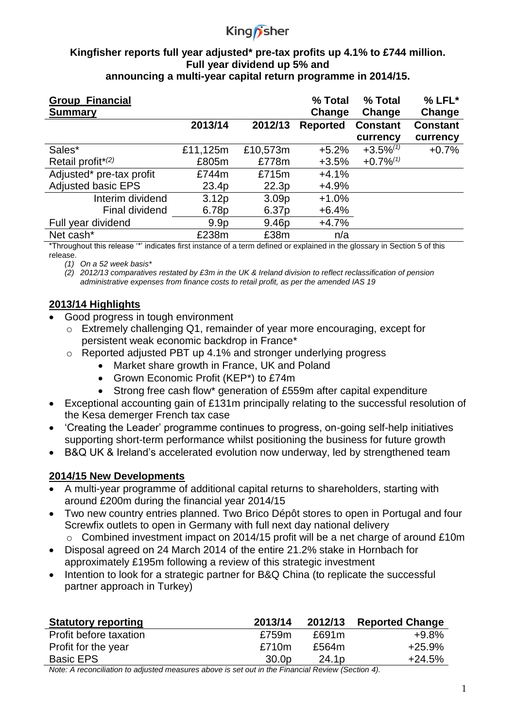Kingfisher

**Kingfisher reports full year adjusted* pre-tax profits up 4.1% to £744 million. Full year dividend up 5% and announcing a multi-year capital return programme in 2014/15.**

| **Group Financial Summary** | | | **% Total Change** | **% Total Change** | **% LFL* Change** |
|---|---|---|---|---|---|
| | **2013/14** | **2012/13** | **Reported** | **Constant currency** | **Constant currency** |
| Sales* | £11,125m | £10,573m | +5.2% | +3.5%(1) | +0.7% |
| Retail profit*(2) | £805m | £778m | +3.5% | +0.7%(1) | |
| Adjusted* pre-tax profit | £744m | £715m | +4.1% | | |
| Adjusted basic EPS | 23.4p | 22.3p | +4.9% | | |
| Interim dividend | 3.12p | 3.09p | +1.0% | | |
| Final dividend | 6.78p | 6.37p | +6.4% | | |
| Full year dividend | 9.9p | 9.46p | +4.7% | | |
| Net cash* | £238m | £38m | n/a | | |

*Throughout this release '*' indicates first instance of a term defined or explained in the glossary in Section 5 of this release.

*(1) On a 52 week basis**

*(2) 2012/13 comparatives restated by £3m in the UK & Ireland division to reflect reclassification of pension administrative expenses from finance costs to retail profit, as per the amended IAS 19*

## 2013/14 Highlights

- Good progress in tough environment
  - Extremely challenging Q1, remainder of year more encouraging, except for persistent weak economic backdrop in France*
  - Reported adjusted PBT up 4.1% and stronger underlying progress
    - Market share growth in France, UK and Poland
    - Grown Economic Profit (KEP*) to £74m
    - Strong free cash flow* generation of £559m after capital expenditure
- Exceptional accounting gain of £131m principally relating to the successful resolution of the Kesa demerger French tax case
- 'Creating the Leader' programme continues to progress, on-going self-help initiatives supporting short-term performance whilst positioning the business for future growth
- B&Q UK & Ireland's accelerated evolution now underway, led by strengthened team

## 2014/15 New Developments

- A multi-year programme of additional capital returns to shareholders, starting with around £200m during the financial year 2014/15
- Two new country entries planned. Two Brico Dépôt stores to open in Portugal and four Screwfix outlets to open in Germany with full next day national delivery
  - Combined investment impact on 2014/15 profit will be a net charge of around £10m
- Disposal agreed on 24 March 2014 of the entire 21.2% stake in Hornbach for approximately £195m following a review of this strategic investment
- Intention to look for a strategic partner for B&Q China (to replicate the successful partner approach in Turkey)

| **Statutory reporting** | **2013/14** | **2012/13** | **Reported Change** |
|---|---|---|---|
| Profit before taxation | £759m | £691m | +9.8% |
| Profit for the year | £710m | £564m | +25.9% |
| Basic EPS | 30.0p | 24.1p | +24.5% |

*Note: A reconciliation to adjusted measures above is set out in the Financial Review (Section 4).*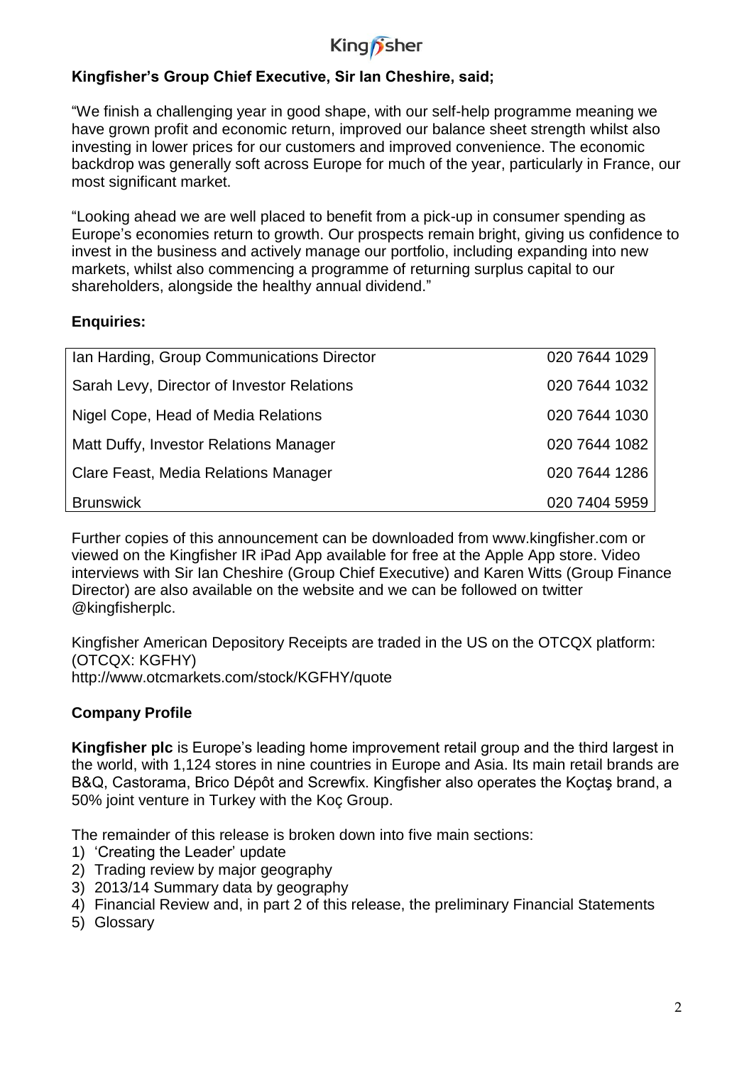**Kingfisher's Group Chief Executive, Sir Ian Cheshire, said;**

"We finish a challenging year in good shape, with our self-help programme meaning we have grown profit and economic return, improved our balance sheet strength whilst also investing in lower prices for our customers and improved convenience. The economic backdrop was generally soft across Europe for much of the year, particularly in France, our most significant market.

"Looking ahead we are well placed to benefit from a pick-up in consumer spending as Europe's economies return to growth. Our prospects remain bright, giving us confidence to invest in the business and actively manage our portfolio, including expanding into new markets, whilst also commencing a programme of returning surplus capital to our shareholders, alongside the healthy annual dividend."

**Enquiries:**

| | |
|---|---|
| Ian Harding, Group Communications Director | 020 7644 1029 |
| Sarah Levy, Director of Investor Relations | 020 7644 1032 |
| Nigel Cope, Head of Media Relations | 020 7644 1030 |
| Matt Duffy, Investor Relations Manager | 020 7644 1082 |
| Clare Feast, Media Relations Manager | 020 7644 1286 |
| Brunswick | 020 7404 5959 |

Further copies of this announcement can be downloaded from www.kingfisher.com or viewed on the Kingfisher IR iPad App available for free at the Apple App store. Video interviews with Sir Ian Cheshire (Group Chief Executive) and Karen Witts (Group Finance Director) are also available on the website and we can be followed on twitter @kingfisherplc.

Kingfisher American Depository Receipts are traded in the US on the OTCQX platform: (OTCQX: KGFHY)
http://www.otcmarkets.com/stock/KGFHY/quote

**Company Profile**

**Kingfisher plc** is Europe's leading home improvement retail group and the third largest in the world, with 1,124 stores in nine countries in Europe and Asia. Its main retail brands are B&Q, Castorama, Brico Dépôt and Screwfix. Kingfisher also operates the Koçtaş brand, a 50% joint venture in Turkey with the Koç Group.

The remainder of this release is broken down into five main sections:

1) 'Creating the Leader' update
2) Trading review by major geography
3) 2013/14 Summary data by geography
4) Financial Review and, in part 2 of this release, the preliminary Financial Statements
5) Glossary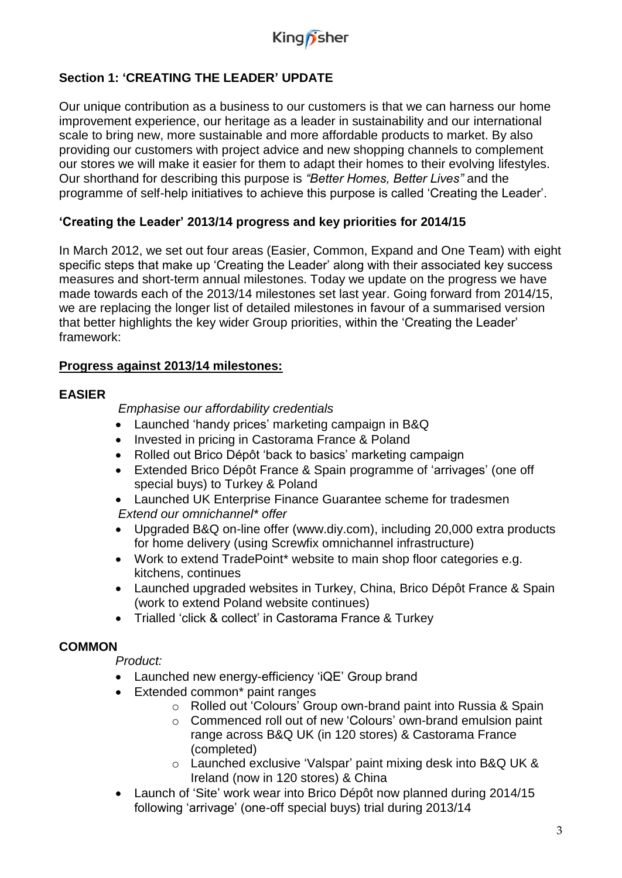## Section 1: 'CREATING THE LEADER' UPDATE

Our unique contribution as a business to our customers is that we can harness our home improvement experience, our heritage as a leader in sustainability and our international scale to bring new, more sustainable and more affordable products to market. By also providing our customers with project advice and new shopping channels to complement our stores we will make it easier for them to adapt their homes to their evolving lifestyles. Our shorthand for describing this purpose is *"Better Homes, Better Lives"* and the programme of self-help initiatives to achieve this purpose is called 'Creating the Leader'.

### 'Creating the Leader' 2013/14 progress and key priorities for 2014/15

In March 2012, we set out four areas (Easier, Common, Expand and One Team) with eight specific steps that make up 'Creating the Leader' along with their associated key success measures and short-term annual milestones. Today we update on the progress we have made towards each of the 2013/14 milestones set last year. Going forward from 2014/15, we are replacing the longer list of detailed milestones in favour of a summarised version that better highlights the key wider Group priorities, within the 'Creating the Leader' framework:

**Progress against 2013/14 milestones:**

**EASIER**

*Emphasise our affordability credentials*

- Launched 'handy prices' marketing campaign in B&Q
- Invested in pricing in Castorama France & Poland
- Rolled out Brico Dépôt 'back to basics' marketing campaign
- Extended Brico Dépôt France & Spain programme of 'arrivages' (one off special buys) to Turkey & Poland
- Launched UK Enterprise Finance Guarantee scheme for tradesmen

*Extend our omnichannel* offer*

- Upgraded B&Q on-line offer (www.diy.com), including 20,000 extra products for home delivery (using Screwfix omnichannel infrastructure)
- Work to extend TradePoint* website to main shop floor categories e.g. kitchens, continues
- Launched upgraded websites in Turkey, China, Brico Dépôt France & Spain (work to extend Poland website continues)
- Trialled 'click & collect' in Castorama France & Turkey

**COMMON**

*Product:*

- Launched new energy-efficiency 'iQE' Group brand
- Extended common* paint ranges
  - Rolled out 'Colours' Group own-brand paint into Russia & Spain
  - Commenced roll out of new 'Colours' own-brand emulsion paint range across B&Q UK (in 120 stores) & Castorama France (completed)
  - Launched exclusive 'Valspar' paint mixing desk into B&Q UK & Ireland (now in 120 stores) & China
- Launch of 'Site' work wear into Brico Dépôt now planned during 2014/15 following 'arrivage' (one-off special buys) trial during 2013/14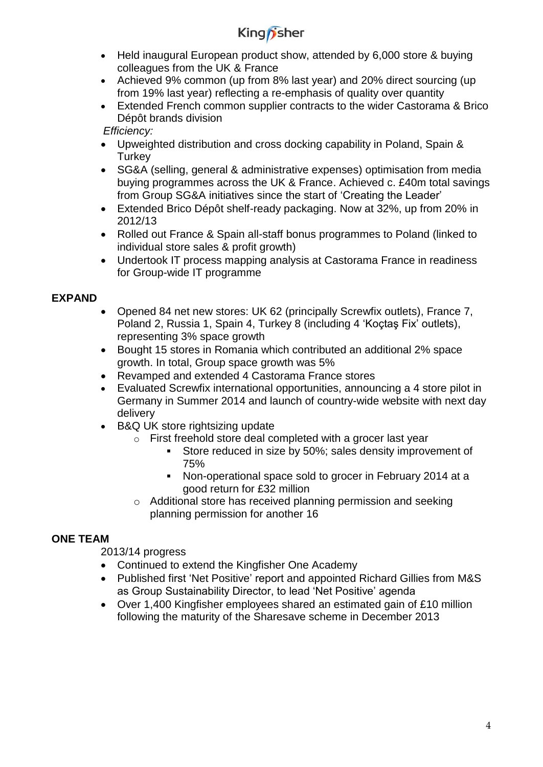- Held inaugural European product show, attended by 6,000 store & buying colleagues from the UK & France
- Achieved 9% common (up from 8% last year) and 20% direct sourcing (up from 19% last year) reflecting a re-emphasis of quality over quantity
- Extended French common supplier contracts to the wider Castorama & Brico Dépôt brands division

*Efficiency:*

- Upweighted distribution and cross docking capability in Poland, Spain & Turkey
- SG&A (selling, general & administrative expenses) optimisation from media buying programmes across the UK & France. Achieved c. £40m total savings from Group SG&A initiatives since the start of 'Creating the Leader'
- Extended Brico Dépôt shelf-ready packaging. Now at 32%, up from 20% in 2012/13
- Rolled out France & Spain all-staff bonus programmes to Poland (linked to individual store sales & profit growth)
- Undertook IT process mapping analysis at Castorama France in readiness for Group-wide IT programme

**EXPAND**

- Opened 84 net new stores: UK 62 (principally Screwfix outlets), France 7, Poland 2, Russia 1, Spain 4, Turkey 8 (including 4 'Koçtaş Fix' outlets), representing 3% space growth
- Bought 15 stores in Romania which contributed an additional 2% space growth. In total, Group space growth was 5%
- Revamped and extended 4 Castorama France stores
- Evaluated Screwfix international opportunities, announcing a 4 store pilot in Germany in Summer 2014 and launch of country-wide website with next day delivery
- B&Q UK store rightsizing update
  - First freehold store deal completed with a grocer last year
    - Store reduced in size by 50%; sales density improvement of 75%
    - Non-operational space sold to grocer in February 2014 at a good return for £32 million
  - Additional store has received planning permission and seeking planning permission for another 16

**ONE TEAM**

2013/14 progress

- Continued to extend the Kingfisher One Academy
- Published first 'Net Positive' report and appointed Richard Gillies from M&S as Group Sustainability Director, to lead 'Net Positive' agenda
- Over 1,400 Kingfisher employees shared an estimated gain of £10 million following the maturity of the Sharesave scheme in December 2013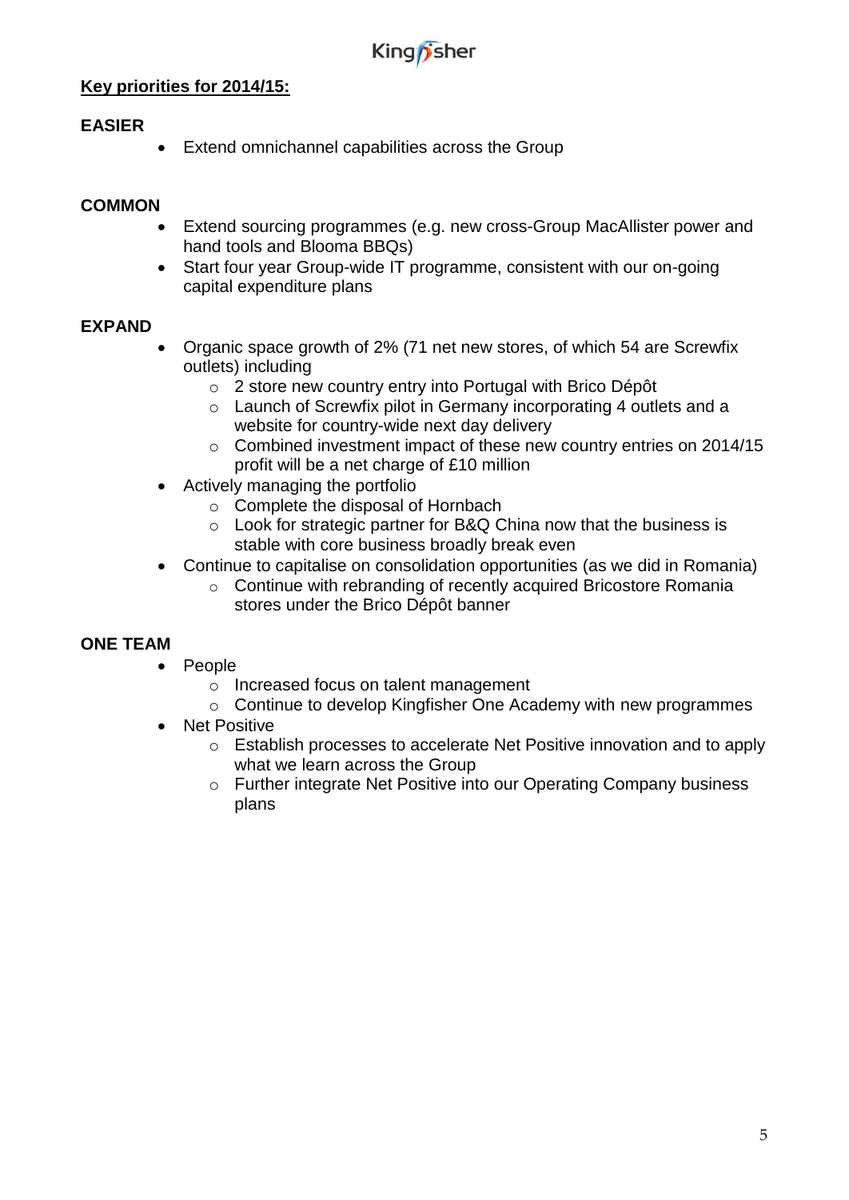**Key priorities for 2014/15:**

**EASIER**

- Extend omnichannel capabilities across the Group

**COMMON**

- Extend sourcing programmes (e.g. new cross-Group MacAllister power and hand tools and Blooma BBQs)
- Start four year Group-wide IT programme, consistent with our on-going capital expenditure plans

**EXPAND**

- Organic space growth of 2% (71 net new stores, of which 54 are Screwfix outlets) including
    - 2 store new country entry into Portugal with Brico Dépôt
    - Launch of Screwfix pilot in Germany incorporating 4 outlets and a website for country-wide next day delivery
    - Combined investment impact of these new country entries on 2014/15 profit will be a net charge of £10 million
- Actively managing the portfolio
    - Complete the disposal of Hornbach
    - Look for strategic partner for B&Q China now that the business is stable with core business broadly break even
- Continue to capitalise on consolidation opportunities (as we did in Romania)
    - Continue with rebranding of recently acquired Bricostore Romania stores under the Brico Dépôt banner

**ONE TEAM**

- People
    - Increased focus on talent management
    - Continue to develop Kingfisher One Academy with new programmes
- Net Positive
    - Establish processes to accelerate Net Positive innovation and to apply what we learn across the Group
    - Further integrate Net Positive into our Operating Company business plans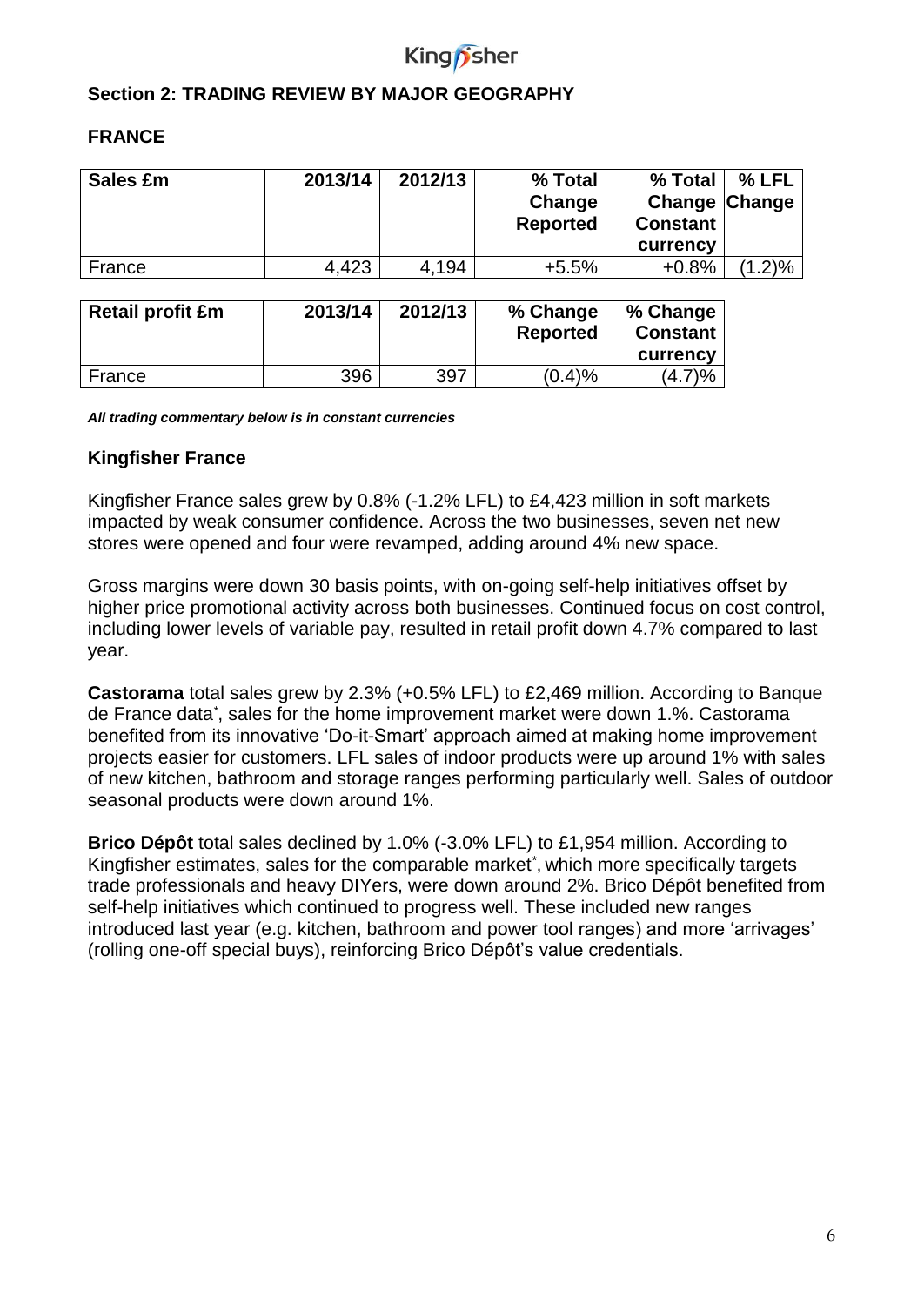## Section 2: TRADING REVIEW BY MAJOR GEOGRAPHY

### FRANCE

| Sales £m | 2013/14 | 2012/13 | % Total Change Reported | % Total Change Constant currency | % LFL Change |
|---|---|---|---|---|---|
| France | 4,423 | 4,194 | +5.5% | +0.8% | (1.2)% |

| Retail profit £m | 2013/14 | 2012/13 | % Change Reported | % Change Constant currency |
|---|---|---|---|---|
| France | 396 | 397 | (0.4)% | (4.7)% |

***All trading commentary below is in constant currencies***

### Kingfisher France

Kingfisher France sales grew by 0.8% (-1.2% LFL) to £4,423 million in soft markets impacted by weak consumer confidence. Across the two businesses, seven net new stores were opened and four were revamped, adding around 4% new space.

Gross margins were down 30 basis points, with on-going self-help initiatives offset by higher price promotional activity across both businesses. Continued focus on cost control, including lower levels of variable pay, resulted in retail profit down 4.7% compared to last year.

**Castorama** total sales grew by 2.3% (+0.5% LFL) to £2,469 million. According to Banque de France data*, sales for the home improvement market were down 1.%. Castorama benefited from its innovative 'Do-it-Smart' approach aimed at making home improvement projects easier for customers. LFL sales of indoor products were up around 1% with sales of new kitchen, bathroom and storage ranges performing particularly well. Sales of outdoor seasonal products were down around 1%.

**Brico Dépôt** total sales declined by 1.0% (-3.0% LFL) to £1,954 million. According to Kingfisher estimates, sales for the comparable market*, which more specifically targets trade professionals and heavy DIYers, were down around 2%. Brico Dépôt benefited from self-help initiatives which continued to progress well. These included new ranges introduced last year (e.g. kitchen, bathroom and power tool ranges) and more 'arrivages' (rolling one-off special buys), reinforcing Brico Dépôt's value credentials.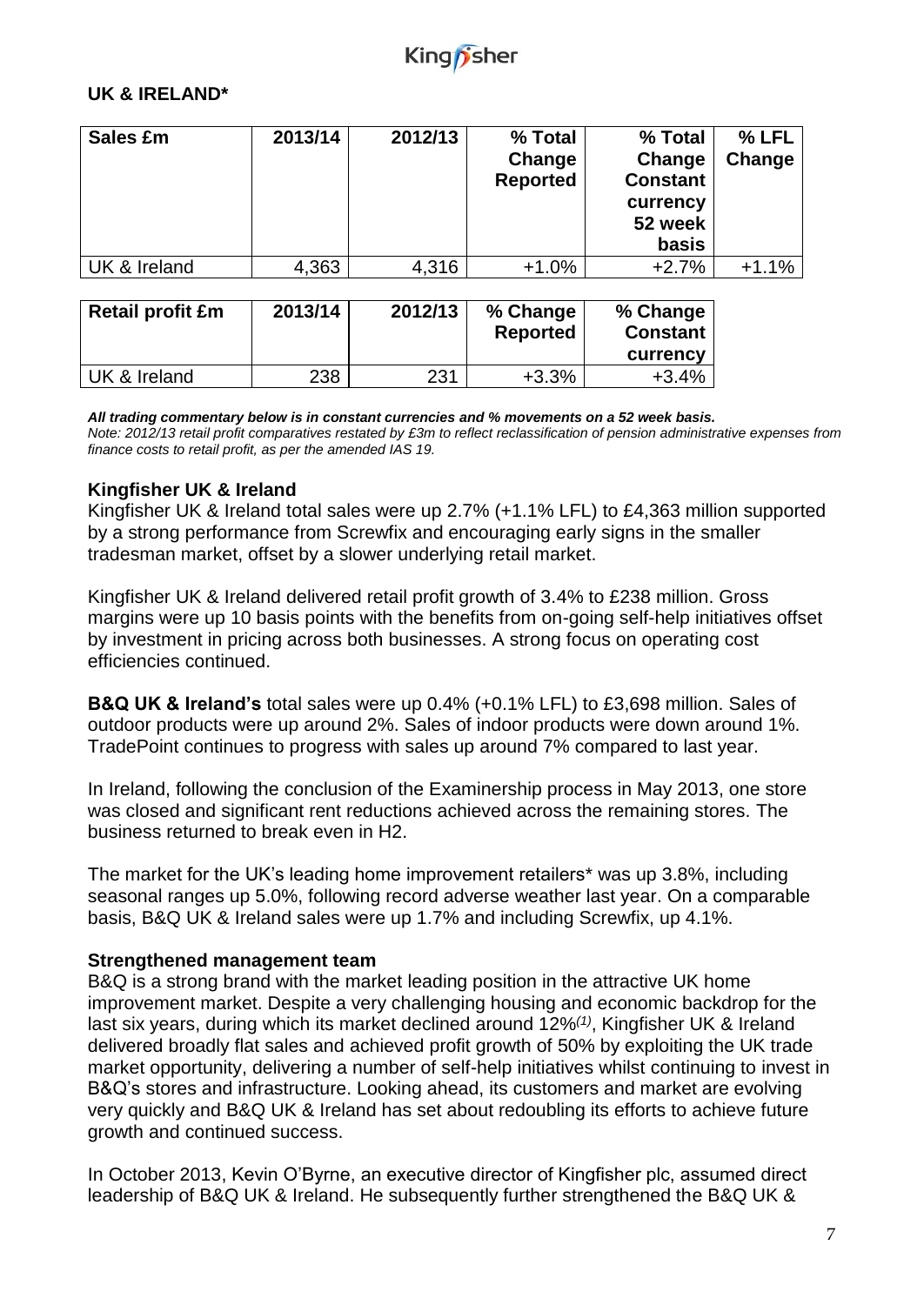## UK & IRELAND*

| Sales £m | 2013/14 | 2012/13 | % Total Change Reported | % Total Change Constant currency 52 week basis | % LFL Change |
|---|---|---|---|---|---|
| UK & Ireland | 4,363 | 4,316 | +1.0% | +2.7% | +1.1% |

| Retail profit £m | 2013/14 | 2012/13 | % Change Reported | % Change Constant currency |
|---|---|---|---|---|
| UK & Ireland | 238 | 231 | +3.3% | +3.4% |

***All trading commentary below is in constant currencies and % movements on a 52 week basis.***
*Note: 2012/13 retail profit comparatives restated by £3m to reflect reclassification of pension administrative expenses from finance costs to retail profit, as per the amended IAS 19.*

### Kingfisher UK & Ireland

Kingfisher UK & Ireland total sales were up 2.7% (+1.1% LFL) to £4,363 million supported by a strong performance from Screwfix and encouraging early signs in the smaller tradesman market, offset by a slower underlying retail market.

Kingfisher UK & Ireland delivered retail profit growth of 3.4% to £238 million. Gross margins were up 10 basis points with the benefits from on-going self-help initiatives offset by investment in pricing across both businesses. A strong focus on operating cost efficiencies continued.

**B&Q UK & Ireland's** total sales were up 0.4% (+0.1% LFL) to £3,698 million. Sales of outdoor products were up around 2%. Sales of indoor products were down around 1%. TradePoint continues to progress with sales up around 7% compared to last year.

In Ireland, following the conclusion of the Examinership process in May 2013, one store was closed and significant rent reductions achieved across the remaining stores. The business returned to break even in H2.

The market for the UK's leading home improvement retailers* was up 3.8%, including seasonal ranges up 5.0%, following record adverse weather last year. On a comparable basis, B&Q UK & Ireland sales were up 1.7% and including Screwfix, up 4.1%.

### Strengthened management team

B&Q is a strong brand with the market leading position in the attractive UK home improvement market. Despite a very challenging housing and economic backdrop for the last six years, during which its market declined around 12%[(1)], Kingfisher UK & Ireland delivered broadly flat sales and achieved profit growth of 50% by exploiting the UK trade market opportunity, delivering a number of self-help initiatives whilst continuing to invest in B&Q's stores and infrastructure. Looking ahead, its customers and market are evolving very quickly and B&Q UK & Ireland has set about redoubling its efforts to achieve future growth and continued success.

In October 2013, Kevin O'Byrne, an executive director of Kingfisher plc, assumed direct leadership of B&Q UK & Ireland. He subsequently further strengthened the B&Q UK &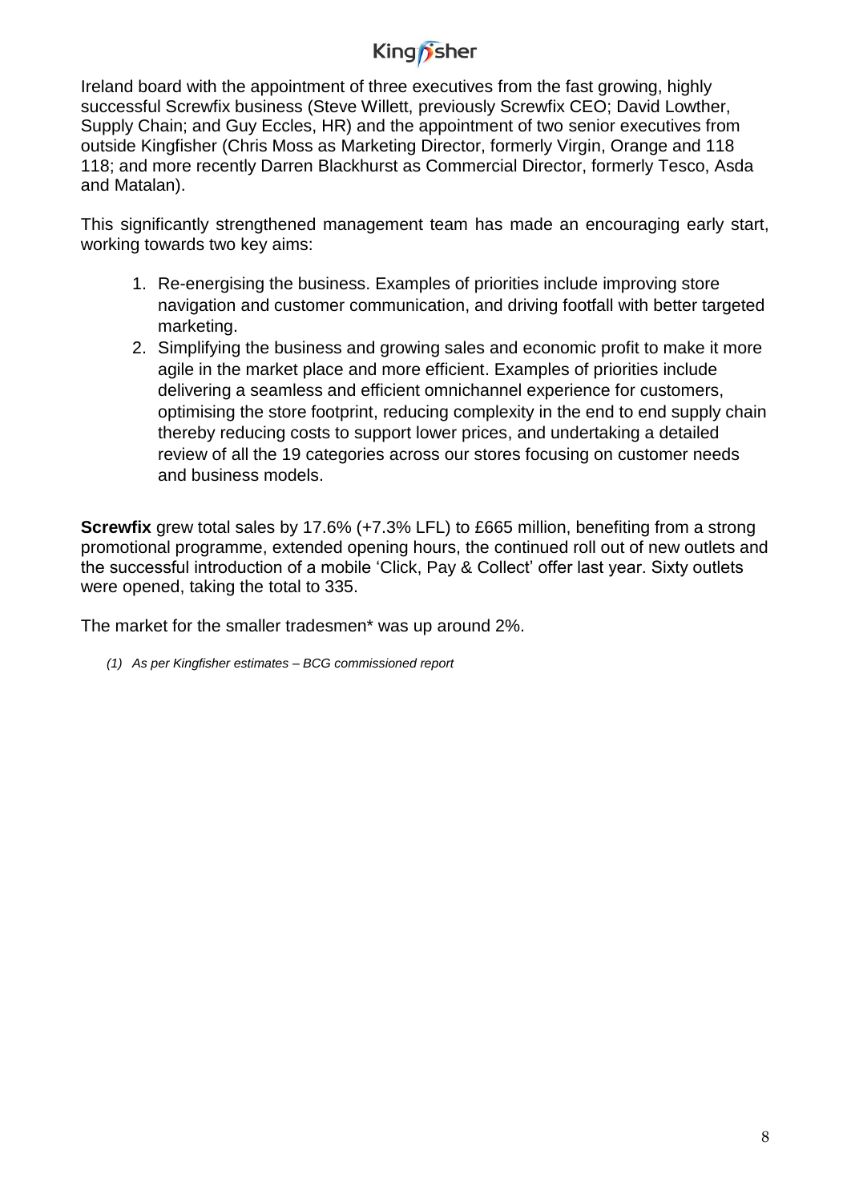Ireland board with the appointment of three executives from the fast growing, highly successful Screwfix business (Steve Willett, previously Screwfix CEO; David Lowther, Supply Chain; and Guy Eccles, HR) and the appointment of two senior executives from outside Kingfisher (Chris Moss as Marketing Director, formerly Virgin, Orange and 118 118; and more recently Darren Blackhurst as Commercial Director, formerly Tesco, Asda and Matalan).

This significantly strengthened management team has made an encouraging early start, working towards two key aims:

1. Re-energising the business. Examples of priorities include improving store navigation and customer communication, and driving footfall with better targeted marketing.
2. Simplifying the business and growing sales and economic profit to make it more agile in the market place and more efficient. Examples of priorities include delivering a seamless and efficient omnichannel experience for customers, optimising the store footprint, reducing complexity in the end to end supply chain thereby reducing costs to support lower prices, and undertaking a detailed review of all the 19 categories across our stores focusing on customer needs and business models.

**Screwfix** grew total sales by 17.6% (+7.3% LFL) to £665 million, benefiting from a strong promotional programme, extended opening hours, the continued roll out of new outlets and the successful introduction of a mobile 'Click, Pay & Collect' offer last year. Sixty outlets were opened, taking the total to 335.

The market for the smaller tradesmen* was up around 2%.

*(1) As per Kingfisher estimates – BCG commissioned report*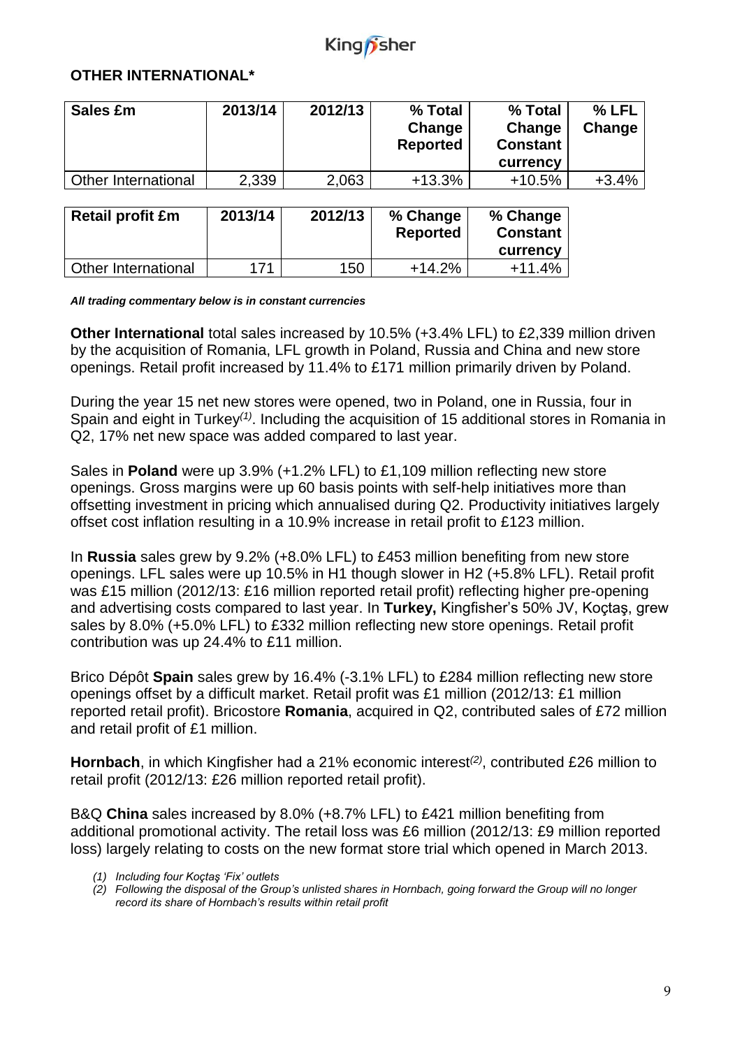## OTHER INTERNATIONAL*

| Sales £m | 2013/14 | 2012/13 | % Total Change Reported | % Total Change Constant currency | % LFL Change |
|---|---|---|---|---|---|
| Other International | 2,339 | 2,063 | +13.3% | +10.5% | +3.4% |

| Retail profit £m | 2013/14 | 2012/13 | % Change Reported | % Change Constant currency |
|---|---|---|---|---|
| Other International | 171 | 150 | +14.2% | +11.4% |

***All trading commentary below is in constant currencies***

**Other International** total sales increased by 10.5% (+3.4% LFL) to £2,339 million driven by the acquisition of Romania, LFL growth in Poland, Russia and China and new store openings. Retail profit increased by 11.4% to £171 million primarily driven by Poland.

During the year 15 net new stores were opened, two in Poland, one in Russia, four in Spain and eight in Turkey(1). Including the acquisition of 15 additional stores in Romania in Q2, 17% net new space was added compared to last year.

Sales in **Poland** were up 3.9% (+1.2% LFL) to £1,109 million reflecting new store openings. Gross margins were up 60 basis points with self-help initiatives more than offsetting investment in pricing which annualised during Q2. Productivity initiatives largely offset cost inflation resulting in a 10.9% increase in retail profit to £123 million.

In **Russia** sales grew by 9.2% (+8.0% LFL) to £453 million benefiting from new store openings. LFL sales were up 10.5% in H1 though slower in H2 (+5.8% LFL). Retail profit was £15 million (2012/13: £16 million reported retail profit) reflecting higher pre-opening and advertising costs compared to last year. In **Turkey,** Kingfisher's 50% JV, Koçtaş, grew sales by 8.0% (+5.0% LFL) to £332 million reflecting new store openings. Retail profit contribution was up 24.4% to £11 million.

Brico Dépôt **Spain** sales grew by 16.4% (-3.1% LFL) to £284 million reflecting new store openings offset by a difficult market. Retail profit was £1 million (2012/13: £1 million reported retail profit). Bricostore **Romania**, acquired in Q2, contributed sales of £72 million and retail profit of £1 million.

**Hornbach**, in which Kingfisher had a 21% economic interest(2), contributed £26 million to retail profit (2012/13: £26 million reported retail profit).

B&Q **China** sales increased by 8.0% (+8.7% LFL) to £421 million benefiting from additional promotional activity. The retail loss was £6 million (2012/13: £9 million reported loss) largely relating to costs on the new format store trial which opened in March 2013.

*(1) Including four Koçtaş 'Fix' outlets*

*(2) Following the disposal of the Group's unlisted shares in Hornbach, going forward the Group will no longer record its share of Hornbach's results within retail profit*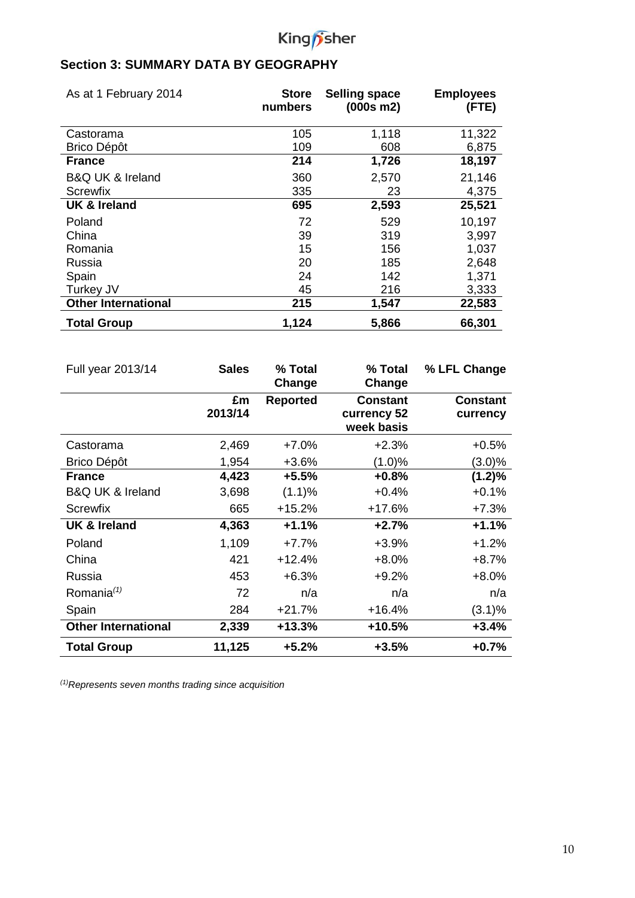## Section 3: SUMMARY DATA BY GEOGRAPHY

| As at 1 February 2014 | Store numbers | Selling space (000s m2) | Employees (FTE) |
|---|---|---|---|
| Castorama | 105 | 1,118 | 11,322 |
| Brico Dépôt | 109 | 608 | 6,875 |
| **France** | **214** | **1,726** | **18,197** |
| B&Q UK & Ireland | 360 | 2,570 | 21,146 |
| Screwfix | 335 | 23 | 4,375 |
| **UK & Ireland** | **695** | **2,593** | **25,521** |
| Poland | 72 | 529 | 10,197 |
| China | 39 | 319 | 3,997 |
| Romania | 15 | 156 | 1,037 |
| Russia | 20 | 185 | 2,648 |
| Spain | 24 | 142 | 1,371 |
| Turkey JV | 45 | 216 | 3,333 |
| **Other International** | **215** | **1,547** | **22,583** |
| **Total Group** | **1,124** | **5,866** | **66,301** |

| Full year 2013/14 | Sales | % Total Change | % Total Change | % LFL Change |
|---|---|---|---|---|
| | £m 2013/14 | Reported | Constant currency 52 week basis | Constant currency |
| Castorama | 2,469 | +7.0% | +2.3% | +0.5% |
| Brico Dépôt | 1,954 | +3.6% | (1.0)% | (3.0)% |
| **France** | **4,423** | **+5.5%** | **+0.8%** | **(1.2)%** |
| B&Q UK & Ireland | 3,698 | (1.1)% | +0.4% | +0.1% |
| Screwfix | 665 | +15.2% | +17.6% | +7.3% |
| **UK & Ireland** | **4,363** | **+1.1%** | **+2.7%** | **+1.1%** |
| Poland | 1,109 | +7.7% | +3.9% | +1.2% |
| China | 421 | +12.4% | +8.0% | +8.7% |
| Russia | 453 | +6.3% | +9.2% | +8.0% |
| Romania[(1)] | 72 | n/a | n/a | n/a |
| Spain | 284 | +21.7% | +16.4% | (3.1)% |
| **Other International** | **2,339** | **+13.3%** | **+10.5%** | **+3.4%** |
| **Total Group** | **11,125** | **+5.2%** | **+3.5%** | **+0.7%** |

*[(1)] Represents seven months trading since acquisition*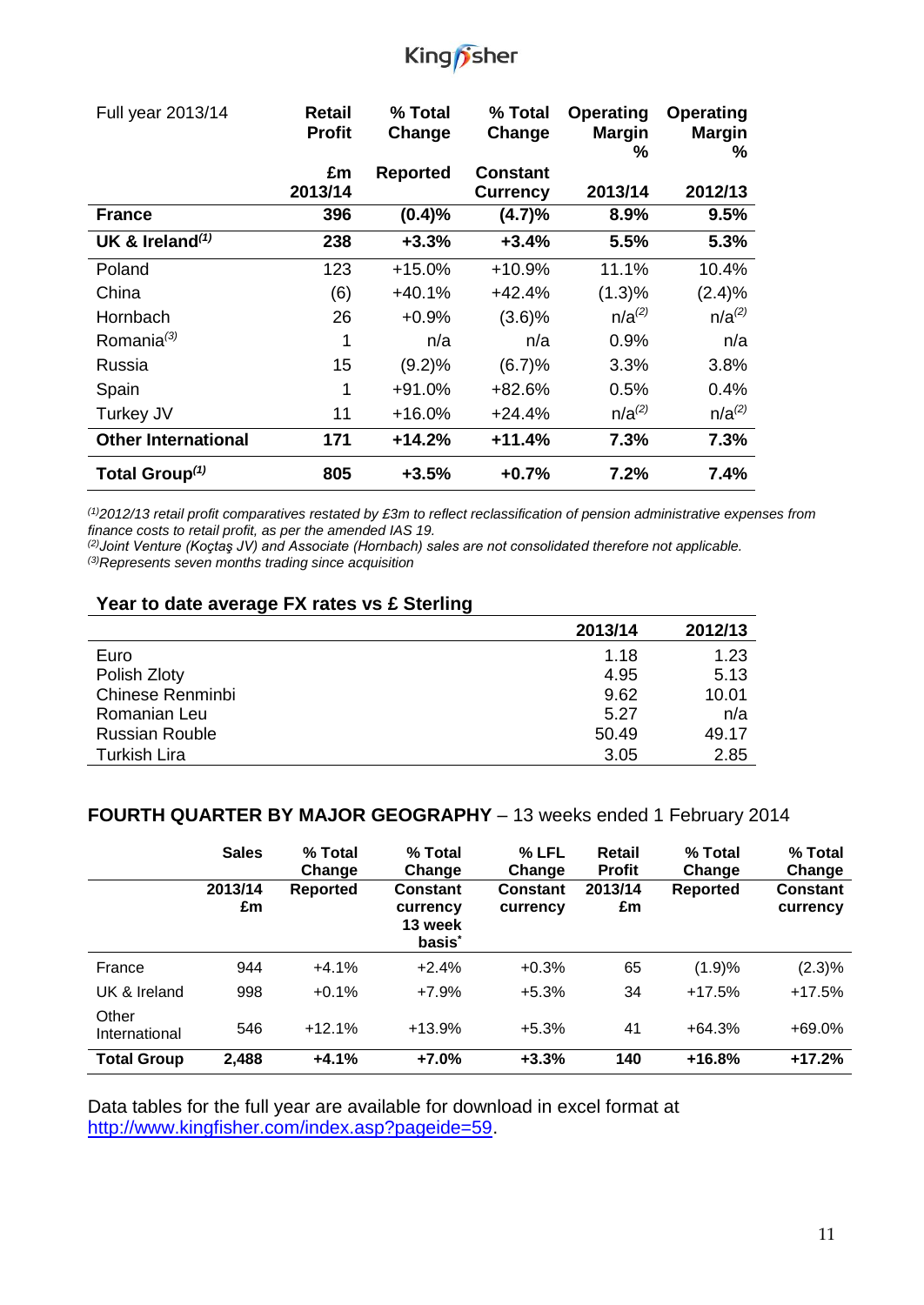| Full year 2013/14 | Retail Profit | % Total Change | % Total Change | Operating Margin % | Operating Margin % |
|---|---|---|---|---|---|
| | £m 2013/14 | Reported | Constant Currency | 2013/14 | 2012/13 |
| **France** | **396** | **(0.4)%** | **(4.7)%** | **8.9%** | **9.5%** |
| **UK & Ireland[1]** | **238** | **+3.3%** | **+3.4%** | **5.5%** | **5.3%** |
| Poland | 123 | +15.0% | +10.9% | 11.1% | 10.4% |
| China | (6) | +40.1% | +42.4% | (1.3)% | (2.4)% |
| Hornbach | 26 | +0.9% | (3.6)% | n/a[2] | n/a[2] |
| Romania[3] | 1 | n/a | n/a | 0.9% | n/a |
| Russia | 15 | (9.2)% | (6.7)% | 3.3% | 3.8% |
| Spain | 1 | +91.0% | +82.6% | 0.5% | 0.4% |
| Turkey JV | 11 | +16.0% | +24.4% | n/a[2] | n/a[2] |
| **Other International** | **171** | **+14.2%** | **+11.4%** | **7.3%** | **7.3%** |
| **Total Group[1]** | **805** | **+3.5%** | **+0.7%** | **7.2%** | **7.4%** |

*[1] 2012/13 retail profit comparatives restated by £3m to reflect reclassification of pension administrative expenses from finance costs to retail profit, as per the amended IAS 19.*
*[2] Joint Venture (Koçtaş JV) and Associate (Hornbach) sales are not consolidated therefore not applicable.*
*[3] Represents seven months trading since acquisition*

## Year to date average FX rates vs £ Sterling

| | 2013/14 | 2012/13 |
|---|---|---|
| Euro | 1.18 | 1.23 |
| Polish Zloty | 4.95 | 5.13 |
| Chinese Renminbi | 9.62 | 10.01 |
| Romanian Leu | 5.27 | n/a |
| Russian Rouble | 50.49 | 49.17 |
| Turkish Lira | 3.05 | 2.85 |

## FOURTH QUARTER BY MAJOR GEOGRAPHY – 13 weeks ended 1 February 2014

| | Sales | % Total Change | % Total Change | % LFL Change | Retail Profit | % Total Change | % Total Change |
|---|---|---|---|---|---|---|---|
| | 2013/14 £m | Reported | Constant currency 13 week basis* | Constant currency | 2013/14 £m | Reported | Constant currency |
| France | 944 | +4.1% | +2.4% | +0.3% | 65 | (1.9)% | (2.3)% |
| UK & Ireland | 998 | +0.1% | +7.9% | +5.3% | 34 | +17.5% | +17.5% |
| Other International | 546 | +12.1% | +13.9% | +5.3% | 41 | +64.3% | +69.0% |
| **Total Group** | **2,488** | **+4.1%** | **+7.0%** | **+3.3%** | **140** | **+16.8%** | **+17.2%** |

Data tables for the full year are available for download in excel format at http://www.kingfisher.com/index.asp?pageide=59.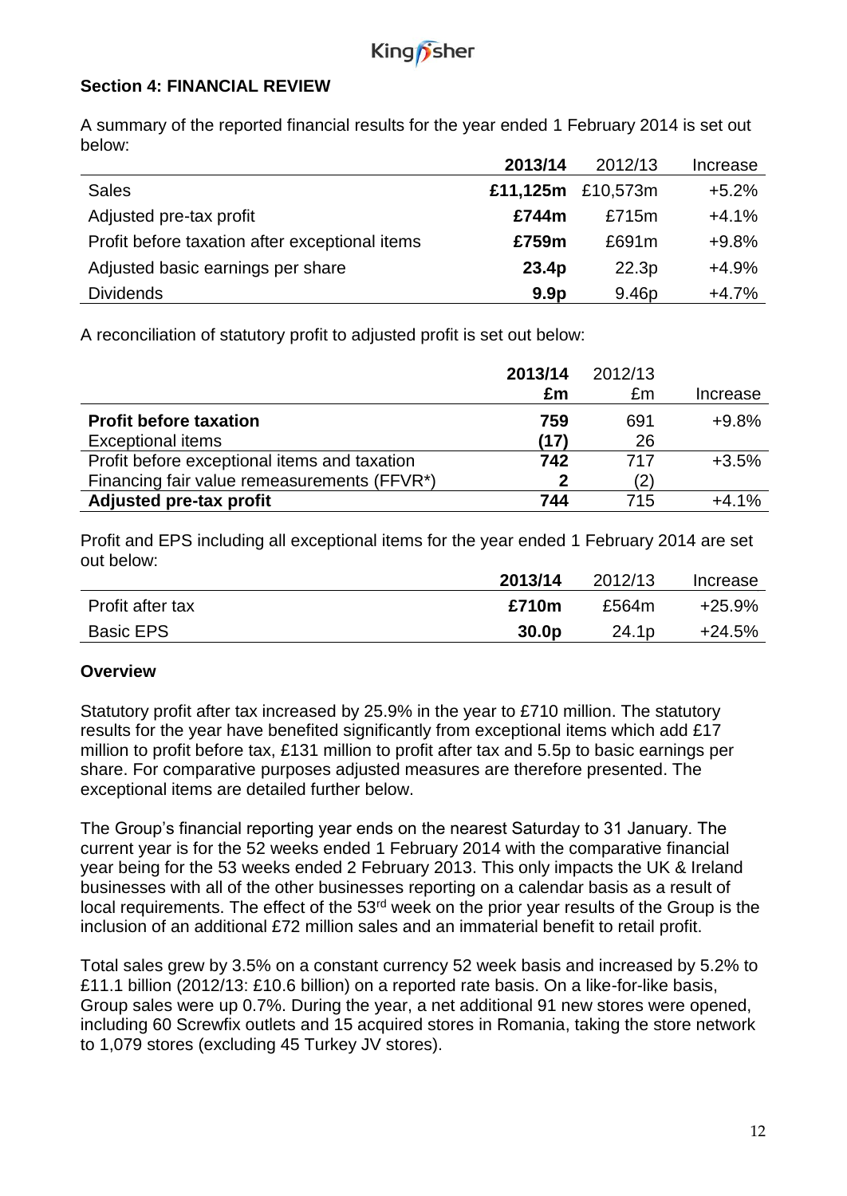## Section 4: FINANCIAL REVIEW

A summary of the reported financial results for the year ended 1 February 2014 is set out below:

| | **2013/14** | 2012/13 | Increase |
|---|---|---|---|
| Sales | **£11,125m** | £10,573m | +5.2% |
| Adjusted pre-tax profit | **£744m** | £715m | +4.1% |
| Profit before taxation after exceptional items | **£759m** | £691m | +9.8% |
| Adjusted basic earnings per share | **23.4p** | 22.3p | +4.9% |
| Dividends | **9.9p** | 9.46p | +4.7% |

A reconciliation of statutory profit to adjusted profit is set out below:

| | **2013/14 £m** | 2012/13 £m | Increase |
|---|---|---|---|
| **Profit before taxation** | **759** | 691 | +9.8% |
| Exceptional items | **(17)** | 26 | |
| Profit before exceptional items and taxation | **742** | 717 | +3.5% |
| Financing fair value remeasurements (FFVR*) | **2** | (2) | |
| **Adjusted pre-tax profit** | **744** | 715 | +4.1% |

Profit and EPS including all exceptional items for the year ended 1 February 2014 are set out below:

| | **2013/14** | 2012/13 | Increase |
|---|---|---|---|
| Profit after tax | **£710m** | £564m | +25.9% |
| Basic EPS | **30.0p** | 24.1p | +24.5% |

### Overview

Statutory profit after tax increased by 25.9% in the year to £710 million. The statutory results for the year have benefited significantly from exceptional items which add £17 million to profit before tax, £131 million to profit after tax and 5.5p to basic earnings per share. For comparative purposes adjusted measures are therefore presented. The exceptional items are detailed further below.

The Group's financial reporting year ends on the nearest Saturday to 31 January. The current year is for the 52 weeks ended 1 February 2014 with the comparative financial year being for the 53 weeks ended 2 February 2013. This only impacts the UK & Ireland businesses with all of the other businesses reporting on a calendar basis as a result of local requirements. The effect of the 53rd week on the prior year results of the Group is the inclusion of an additional £72 million sales and an immaterial benefit to retail profit.

Total sales grew by 3.5% on a constant currency 52 week basis and increased by 5.2% to £11.1 billion (2012/13: £10.6 billion) on a reported rate basis. On a like-for-like basis, Group sales were up 0.7%. During the year, a net additional 91 new stores were opened, including 60 Screwfix outlets and 15 acquired stores in Romania, taking the store network to 1,079 stores (excluding 45 Turkey JV stores).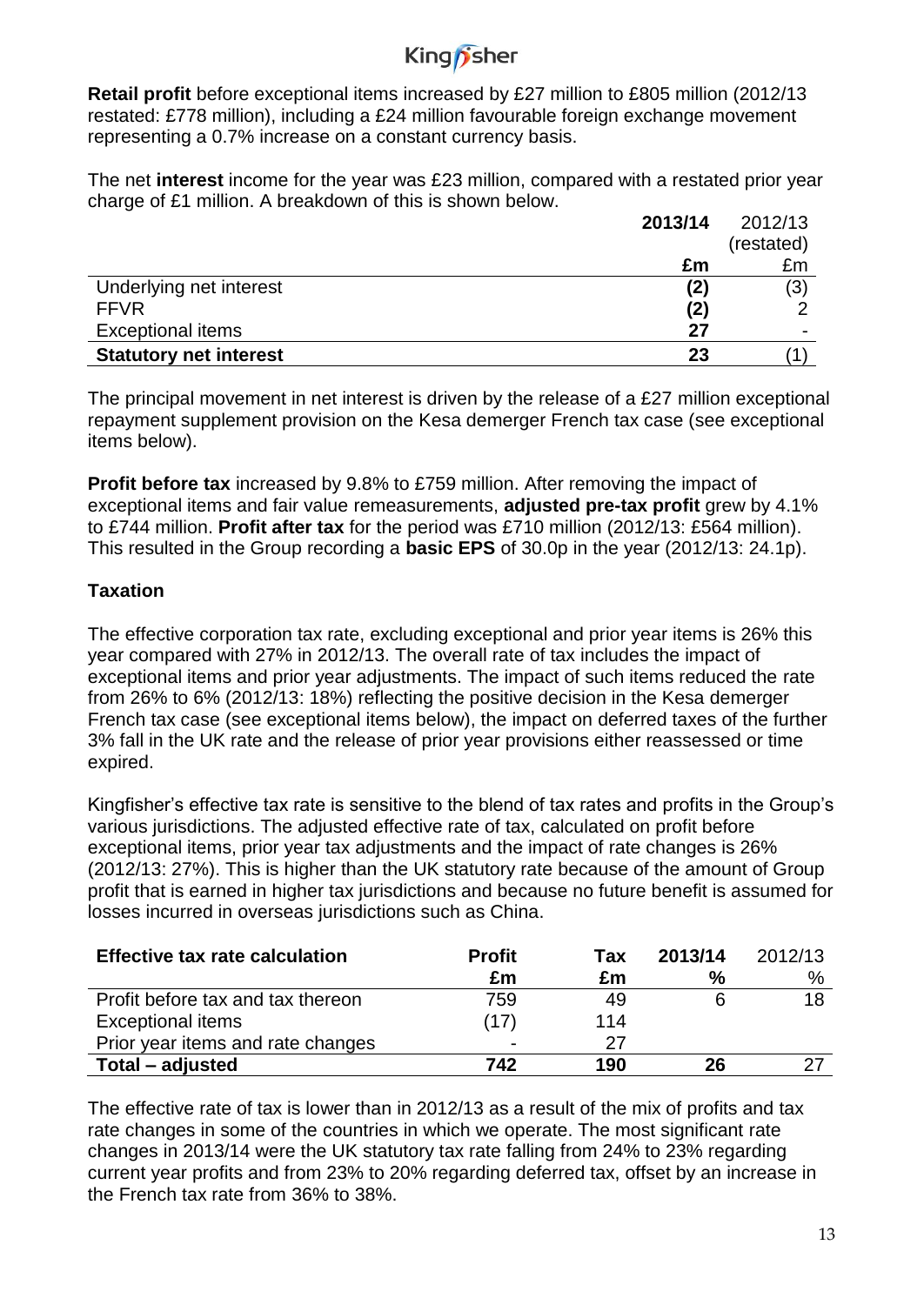**Retail profit** before exceptional items increased by £27 million to £805 million (2012/13 restated: £778 million), including a £24 million favourable foreign exchange movement representing a 0.7% increase on a constant currency basis.

The net **interest** income for the year was £23 million, compared with a restated prior year charge of £1 million. A breakdown of this is shown below.

| | **2013/14** | 2012/13 (restated) |
|---|---|---|
| | **£m** | £m |
| Underlying net interest | **(2)** | (3) |
| FFVR | **(2)** | 2 |
| Exceptional items | **27** | - |
| **Statutory net interest** | **23** | (1) |

The principal movement in net interest is driven by the release of a £27 million exceptional repayment supplement provision on the Kesa demerger French tax case (see exceptional items below).

**Profit before tax** increased by 9.8% to £759 million. After removing the impact of exceptional items and fair value remeasurements, **adjusted pre-tax profit** grew by 4.1% to £744 million. **Profit after tax** for the period was £710 million (2012/13: £564 million). This resulted in the Group recording a **basic EPS** of 30.0p in the year (2012/13: 24.1p).

## Taxation

The effective corporation tax rate, excluding exceptional and prior year items is 26% this year compared with 27% in 2012/13. The overall rate of tax includes the impact of exceptional items and prior year adjustments. The impact of such items reduced the rate from 26% to 6% (2012/13: 18%) reflecting the positive decision in the Kesa demerger French tax case (see exceptional items below), the impact on deferred taxes of the further 3% fall in the UK rate and the release of prior year provisions either reassessed or time expired.

Kingfisher's effective tax rate is sensitive to the blend of tax rates and profits in the Group's various jurisdictions. The adjusted effective rate of tax, calculated on profit before exceptional items, prior year tax adjustments and the impact of rate changes is 26% (2012/13: 27%). This is higher than the UK statutory rate because of the amount of Group profit that is earned in higher tax jurisdictions and because no future benefit is assumed for losses incurred in overseas jurisdictions such as China.

| **Effective tax rate calculation** | **Profit £m** | **Tax £m** | **2013/14 %** | 2012/13 % |
|---|---|---|---|---|
| Profit before tax and tax thereon | 759 | 49 | 6 | 18 |
| Exceptional items | (17) | 114 | | |
| Prior year items and rate changes | - | 27 | | |
| **Total – adjusted** | **742** | **190** | **26** | 27 |

The effective rate of tax is lower than in 2012/13 as a result of the mix of profits and tax rate changes in some of the countries in which we operate. The most significant rate changes in 2013/14 were the UK statutory tax rate falling from 24% to 23% regarding current year profits and from 23% to 20% regarding deferred tax, offset by an increase in the French tax rate from 36% to 38%.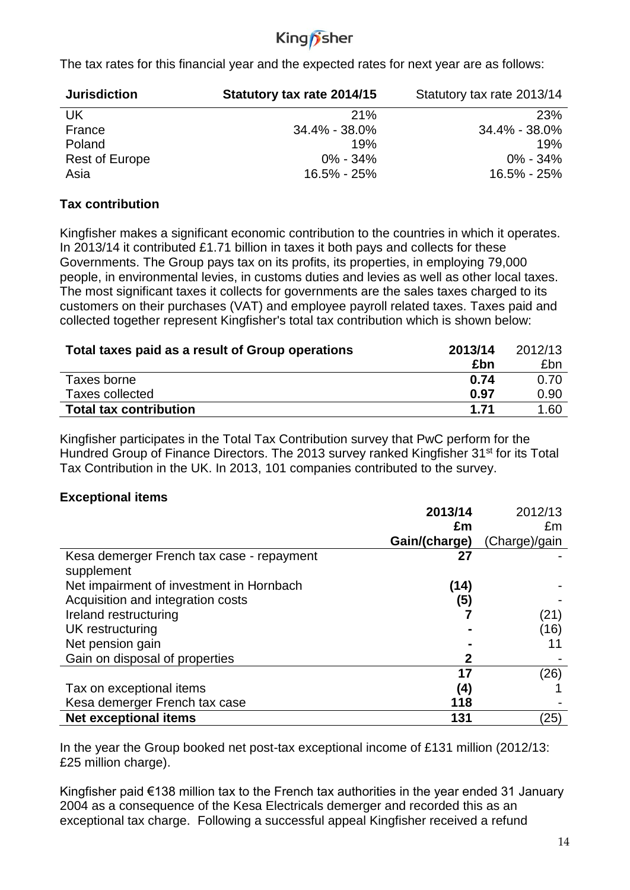The tax rates for this financial year and the expected rates for next year are as follows:

| Jurisdiction | Statutory tax rate 2014/15 | Statutory tax rate 2013/14 |
|---|---|---|
| UK | 21% | 23% |
| France | 34.4% - 38.0% | 34.4% - 38.0% |
| Poland | 19% | 19% |
| Rest of Europe | 0% - 34% | 0% - 34% |
| Asia | 16.5% - 25% | 16.5% - 25% |

**Tax contribution**

Kingfisher makes a significant economic contribution to the countries in which it operates. In 2013/14 it contributed £1.71 billion in taxes it both pays and collects for these Governments. The Group pays tax on its profits, its properties, in employing 79,000 people, in environmental levies, in customs duties and levies as well as other local taxes. The most significant taxes it collects for governments are the sales taxes charged to its customers on their purchases (VAT) and employee payroll related taxes. Taxes paid and collected together represent Kingfisher's total tax contribution which is shown below:

| Total taxes paid as a result of Group operations | 2013/14 £bn | 2012/13 £bn |
|---|---|---|
| Taxes borne | **0.74** | 0.70 |
| Taxes collected | **0.97** | 0.90 |
| **Total tax contribution** | **1.71** | 1.60 |

Kingfisher participates in the Total Tax Contribution survey that PwC perform for the Hundred Group of Finance Directors. The 2013 survey ranked Kingfisher 31st for its Total Tax Contribution in the UK. In 2013, 101 companies contributed to the survey.

**Exceptional items**

| | 2013/14 £m Gain/(charge) | 2012/13 £m (Charge)/gain |
|---|---|---|
| Kesa demerger French tax case - repayment supplement | **27** | - |
| Net impairment of investment in Hornbach | **(14)** | - |
| Acquisition and integration costs | **(5)** | - |
| Ireland restructuring | **7** | (21) |
| UK restructuring | **-** | (16) |
| Net pension gain | **-** | 11 |
| Gain on disposal of properties | **2** | - |
| | **17** | (26) |
| Tax on exceptional items | **(4)** | 1 |
| Kesa demerger French tax case | **118** | - |
| **Net exceptional items** | **131** | (25) |

In the year the Group booked net post-tax exceptional income of £131 million (2012/13: £25 million charge).

Kingfisher paid €138 million tax to the French tax authorities in the year ended 31 January 2004 as a consequence of the Kesa Electricals demerger and recorded this as an exceptional tax charge. Following a successful appeal Kingfisher received a refund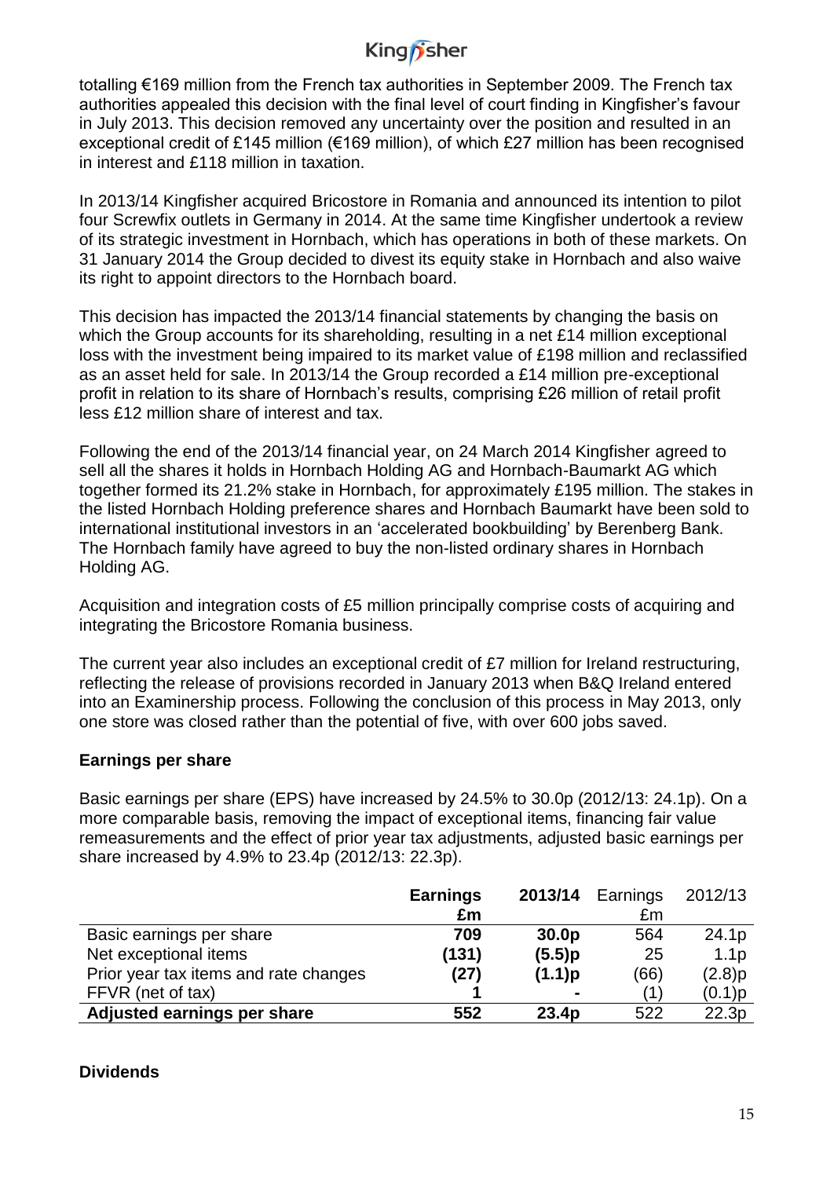totalling €169 million from the French tax authorities in September 2009. The French tax authorities appealed this decision with the final level of court finding in Kingfisher's favour in July 2013. This decision removed any uncertainty over the position and resulted in an exceptional credit of £145 million (€169 million), of which £27 million has been recognised in interest and £118 million in taxation.

In 2013/14 Kingfisher acquired Bricostore in Romania and announced its intention to pilot four Screwfix outlets in Germany in 2014. At the same time Kingfisher undertook a review of its strategic investment in Hornbach, which has operations in both of these markets. On 31 January 2014 the Group decided to divest its equity stake in Hornbach and also waive its right to appoint directors to the Hornbach board.

This decision has impacted the 2013/14 financial statements by changing the basis on which the Group accounts for its shareholding, resulting in a net £14 million exceptional loss with the investment being impaired to its market value of £198 million and reclassified as an asset held for sale. In 2013/14 the Group recorded a £14 million pre-exceptional profit in relation to its share of Hornbach's results, comprising £26 million of retail profit less £12 million share of interest and tax.

Following the end of the 2013/14 financial year, on 24 March 2014 Kingfisher agreed to sell all the shares it holds in Hornbach Holding AG and Hornbach-Baumarkt AG which together formed its 21.2% stake in Hornbach, for approximately £195 million. The stakes in the listed Hornbach Holding preference shares and Hornbach Baumarkt have been sold to international institutional investors in an 'accelerated bookbuilding' by Berenberg Bank. The Hornbach family have agreed to buy the non-listed ordinary shares in Hornbach Holding AG.

Acquisition and integration costs of £5 million principally comprise costs of acquiring and integrating the Bricostore Romania business.

The current year also includes an exceptional credit of £7 million for Ireland restructuring, reflecting the release of provisions recorded in January 2013 when B&Q Ireland entered into an Examinership process. Following the conclusion of this process in May 2013, only one store was closed rather than the potential of five, with over 600 jobs saved.

### Earnings per share

Basic earnings per share (EPS) have increased by 24.5% to 30.0p (2012/13: 24.1p). On a more comparable basis, removing the impact of exceptional items, financing fair value remeasurements and the effect of prior year tax adjustments, adjusted basic earnings per share increased by 4.9% to 23.4p (2012/13: 22.3p).

| | **Earnings £m** | **2013/14** | Earnings £m | 2012/13 |
|---|---|---|---|---|
| Basic earnings per share | **709** | **30.0p** | 564 | 24.1p |
| Net exceptional items | **(131)** | **(5.5)p** | 25 | 1.1p |
| Prior year tax items and rate changes | **(27)** | **(1.1)p** | (66) | (2.8)p |
| FFVR (net of tax) | **1** | **-** | (1) | (0.1)p |
| **Adjusted earnings per share** | **552** | **23.4p** | 522 | 22.3p |

### Dividends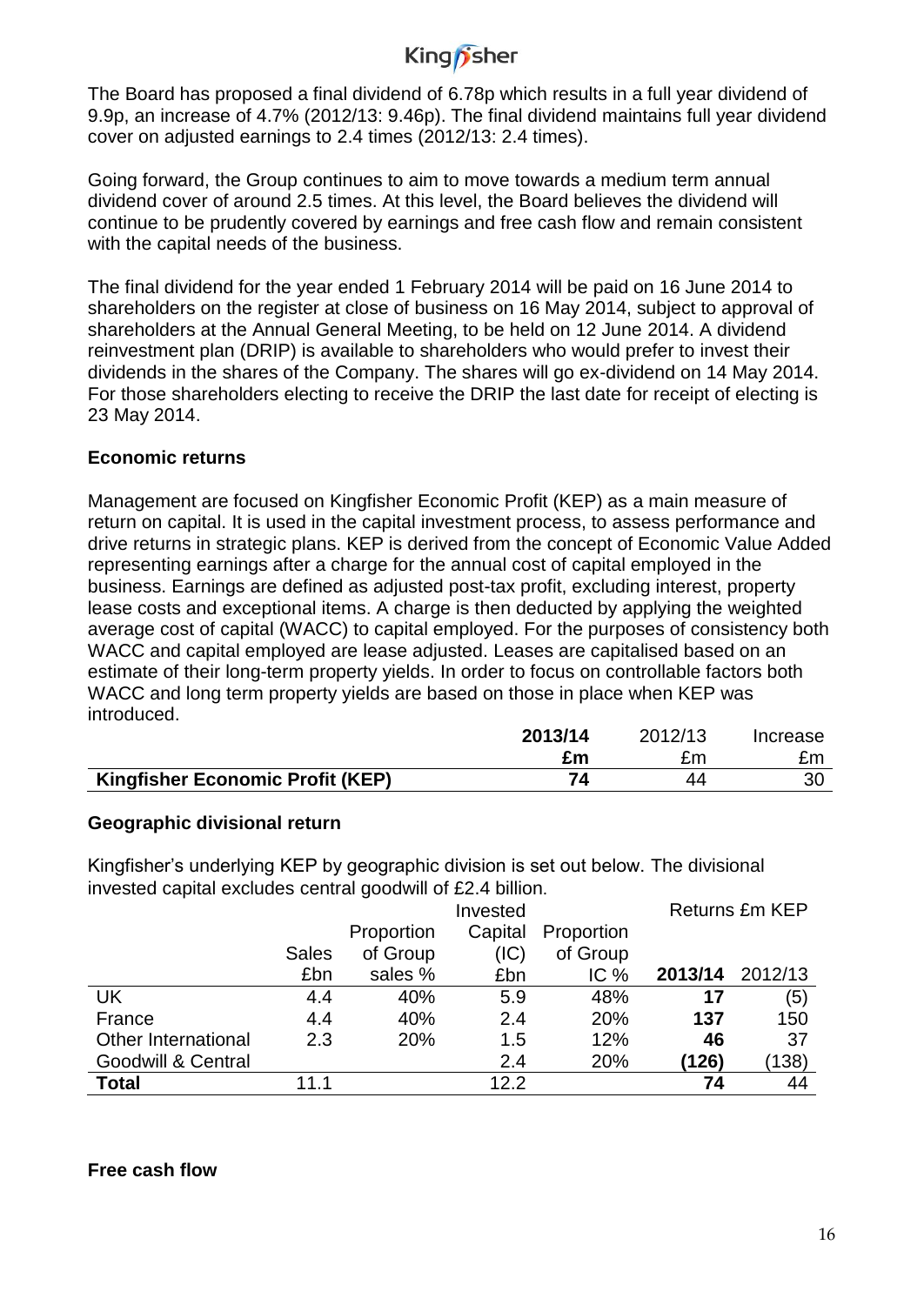The Board has proposed a final dividend of 6.78p which results in a full year dividend of 9.9p, an increase of 4.7% (2012/13: 9.46p). The final dividend maintains full year dividend cover on adjusted earnings to 2.4 times (2012/13: 2.4 times).

Going forward, the Group continues to aim to move towards a medium term annual dividend cover of around 2.5 times. At this level, the Board believes the dividend will continue to be prudently covered by earnings and free cash flow and remain consistent with the capital needs of the business.

The final dividend for the year ended 1 February 2014 will be paid on 16 June 2014 to shareholders on the register at close of business on 16 May 2014, subject to approval of shareholders at the Annual General Meeting, to be held on 12 June 2014. A dividend reinvestment plan (DRIP) is available to shareholders who would prefer to invest their dividends in the shares of the Company. The shares will go ex-dividend on 14 May 2014. For those shareholders electing to receive the DRIP the last date for receipt of electing is 23 May 2014.

**Economic returns**

Management are focused on Kingfisher Economic Profit (KEP) as a main measure of return on capital. It is used in the capital investment process, to assess performance and drive returns in strategic plans. KEP is derived from the concept of Economic Value Added representing earnings after a charge for the annual cost of capital employed in the business. Earnings are defined as adjusted post-tax profit, excluding interest, property lease costs and exceptional items. A charge is then deducted by applying the weighted average cost of capital (WACC) to capital employed. For the purposes of consistency both WACC and capital employed are lease adjusted. Leases are capitalised based on an estimate of their long-term property yields. In order to focus on controllable factors both WACC and long term property yields are based on those in place when KEP was introduced.

| | **2013/14** | 2012/13 | Increase |
|---|---|---|---|
| | **£m** | £m | £m |
| **Kingfisher Economic Profit (KEP)** | **74** | 44 | 30 |

**Geographic divisional return**

Kingfisher's underlying KEP by geographic division is set out below. The divisional invested capital excludes central goodwill of £2.4 billion.

| | Sales | Proportion of Group | Invested Capital (IC) | Proportion of Group | Returns £m KEP | |
|---|---|---|---|---|---|---|
| | £bn | sales % | £bn | IC % | **2013/14** | 2012/13 |
| UK | 4.4 | 40% | 5.9 | 48% | **17** | (5) |
| France | 4.4 | 40% | 2.4 | 20% | **137** | 150 |
| Other International | 2.3 | 20% | 1.5 | 12% | **46** | 37 |
| Goodwill & Central | | | 2.4 | 20% | **(126)** | (138) |
| **Total** | 11.1 | | 12.2 | | **74** | 44 |

**Free cash flow**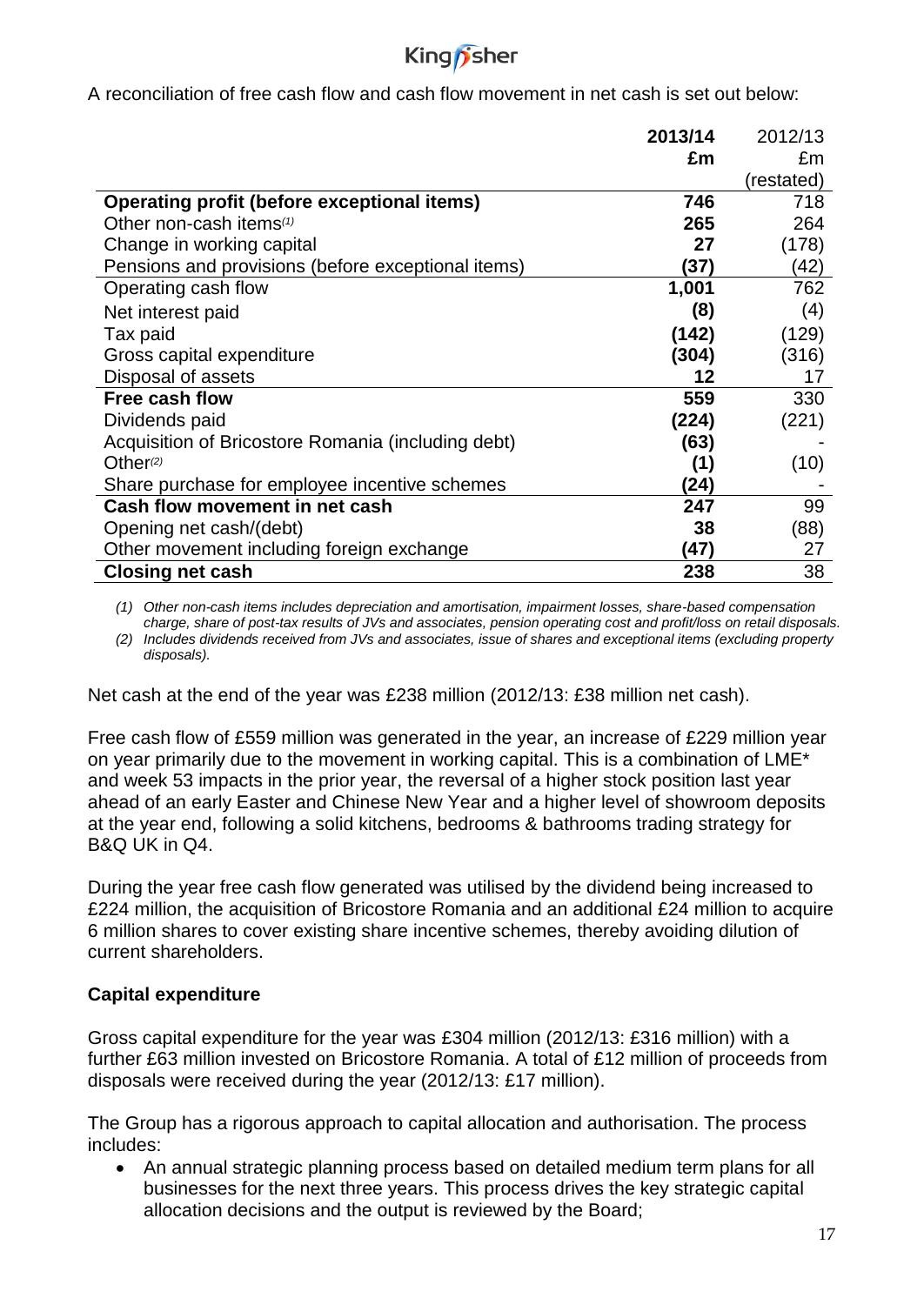A reconciliation of free cash flow and cash flow movement in net cash is set out below:

| | **2013/14 £m** | 2012/13 £m (restated) |
|---|---|---|
| **Operating profit (before exceptional items)** | **746** | 718 |
| Other non-cash items(1) | **265** | 264 |
| Change in working capital | **27** | (178) |
| Pensions and provisions (before exceptional items) | **(37)** | (42) |
| Operating cash flow | **1,001** | 762 |
| Net interest paid | **(8)** | (4) |
| Tax paid | **(142)** | (129) |
| Gross capital expenditure | **(304)** | (316) |
| Disposal of assets | **12** | 17 |
| **Free cash flow** | **559** | 330 |
| Dividends paid | **(224)** | (221) |
| Acquisition of Bricostore Romania (including debt) | **(63)** | - |
| Other(2) | **(1)** | (10) |
| Share purchase for employee incentive schemes | **(24)** | - |
| **Cash flow movement in net cash** | **247** | 99 |
| Opening net cash/(debt) | **38** | (88) |
| Other movement including foreign exchange | **(47)** | 27 |
| **Closing net cash** | **238** | 38 |

*(1) Other non-cash items includes depreciation and amortisation, impairment losses, share-based compensation charge, share of post-tax results of JVs and associates, pension operating cost and profit/loss on retail disposals.*

*(2) Includes dividends received from JVs and associates, issue of shares and exceptional items (excluding property disposals).*

Net cash at the end of the year was £238 million (2012/13: £38 million net cash).

Free cash flow of £559 million was generated in the year, an increase of £229 million year on year primarily due to the movement in working capital. This is a combination of LME* and week 53 impacts in the prior year, the reversal of a higher stock position last year ahead of an early Easter and Chinese New Year and a higher level of showroom deposits at the year end, following a solid kitchens, bedrooms & bathrooms trading strategy for B&Q UK in Q4.

During the year free cash flow generated was utilised by the dividend being increased to £224 million, the acquisition of Bricostore Romania and an additional £24 million to acquire 6 million shares to cover existing share incentive schemes, thereby avoiding dilution of current shareholders.

**Capital expenditure**

Gross capital expenditure for the year was £304 million (2012/13: £316 million) with a further £63 million invested on Bricostore Romania. A total of £12 million of proceeds from disposals were received during the year (2012/13: £17 million).

The Group has a rigorous approach to capital allocation and authorisation. The process includes:

- An annual strategic planning process based on detailed medium term plans for all businesses for the next three years. This process drives the key strategic capital allocation decisions and the output is reviewed by the Board;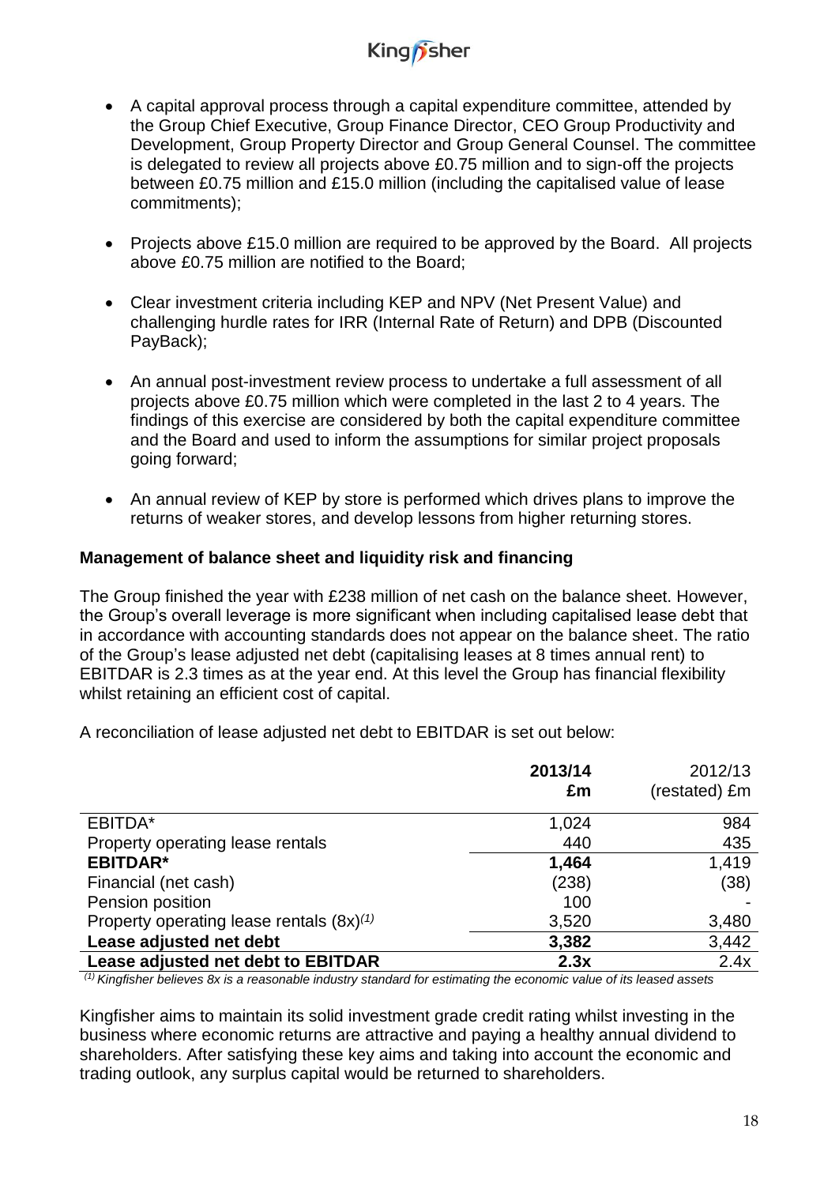- A capital approval process through a capital expenditure committee, attended by the Group Chief Executive, Group Finance Director, CEO Group Productivity and Development, Group Property Director and Group General Counsel. The committee is delegated to review all projects above £0.75 million and to sign-off the projects between £0.75 million and £15.0 million (including the capitalised value of lease commitments);

- Projects above £15.0 million are required to be approved by the Board. All projects above £0.75 million are notified to the Board;

- Clear investment criteria including KEP and NPV (Net Present Value) and challenging hurdle rates for IRR (Internal Rate of Return) and DPB (Discounted PayBack);

- An annual post-investment review process to undertake a full assessment of all projects above £0.75 million which were completed in the last 2 to 4 years. The findings of this exercise are considered by both the capital expenditure committee and the Board and used to inform the assumptions for similar project proposals going forward;

- An annual review of KEP by store is performed which drives plans to improve the returns of weaker stores, and develop lessons from higher returning stores.

**Management of balance sheet and liquidity risk and financing**

The Group finished the year with £238 million of net cash on the balance sheet. However, the Group's overall leverage is more significant when including capitalised lease debt that in accordance with accounting standards does not appear on the balance sheet. The ratio of the Group's lease adjusted net debt (capitalising leases at 8 times annual rent) to EBITDAR is 2.3 times as at the year end. At this level the Group has financial flexibility whilst retaining an efficient cost of capital.

A reconciliation of lease adjusted net debt to EBITDAR is set out below:

| | **2013/14 £m** | 2012/13 (restated) £m |
|---|---|---|
| EBITDA* | 1,024 | 984 |
| Property operating lease rentals | 440 | 435 |
| **EBITDAR*** | **1,464** | 1,419 |
| Financial (net cash) | (238) | (38) |
| Pension position | 100 | - |
| Property operating lease rentals (8x)[(1)] | 3,520 | 3,480 |
| **Lease adjusted net debt** | **3,382** | 3,442 |
| **Lease adjusted net debt to EBITDAR** | **2.3x** | 2.4x |

*[(1)] Kingfisher believes 8x is a reasonable industry standard for estimating the economic value of its leased assets*

Kingfisher aims to maintain its solid investment grade credit rating whilst investing in the business where economic returns are attractive and paying a healthy annual dividend to shareholders. After satisfying these key aims and taking into account the economic and trading outlook, any surplus capital would be returned to shareholders.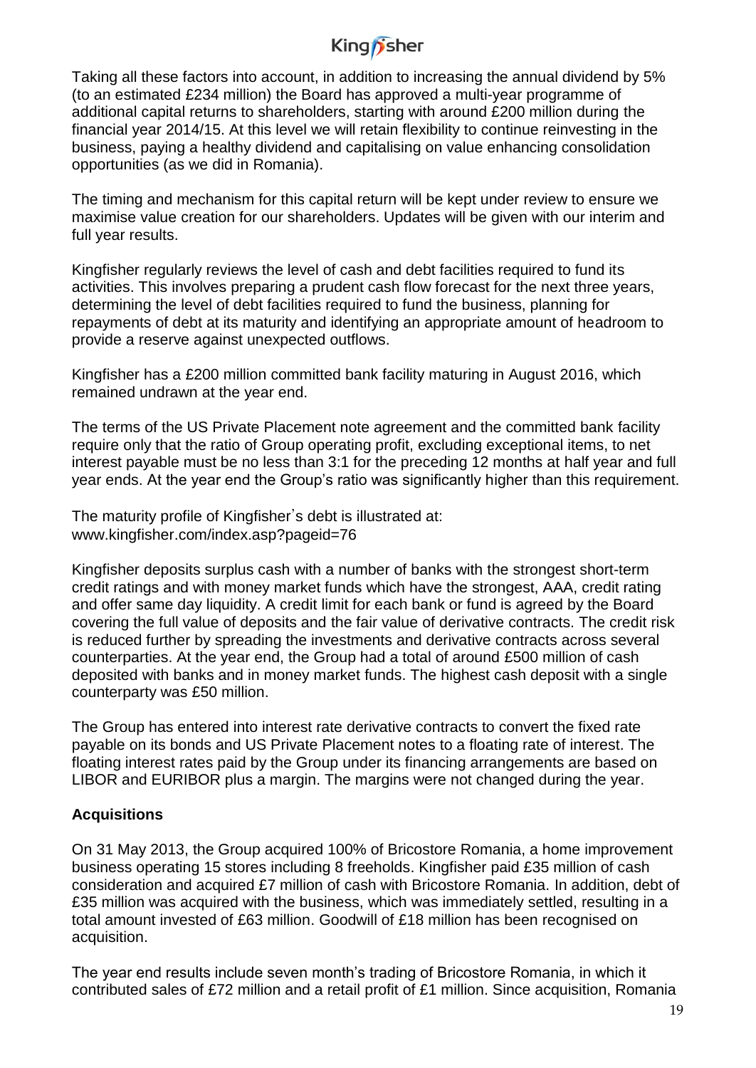Taking all these factors into account, in addition to increasing the annual dividend by 5% (to an estimated £234 million) the Board has approved a multi-year programme of additional capital returns to shareholders, starting with around £200 million during the financial year 2014/15. At this level we will retain flexibility to continue reinvesting in the business, paying a healthy dividend and capitalising on value enhancing consolidation opportunities (as we did in Romania).

The timing and mechanism for this capital return will be kept under review to ensure we maximise value creation for our shareholders. Updates will be given with our interim and full year results.

Kingfisher regularly reviews the level of cash and debt facilities required to fund its activities. This involves preparing a prudent cash flow forecast for the next three years, determining the level of debt facilities required to fund the business, planning for repayments of debt at its maturity and identifying an appropriate amount of headroom to provide a reserve against unexpected outflows.

Kingfisher has a £200 million committed bank facility maturing in August 2016, which remained undrawn at the year end.

The terms of the US Private Placement note agreement and the committed bank facility require only that the ratio of Group operating profit, excluding exceptional items, to net interest payable must be no less than 3:1 for the preceding 12 months at half year and full year ends. At the year end the Group's ratio was significantly higher than this requirement.

The maturity profile of Kingfisher's debt is illustrated at:
www.kingfisher.com/index.asp?pageid=76

Kingfisher deposits surplus cash with a number of banks with the strongest short-term credit ratings and with money market funds which have the strongest, AAA, credit rating and offer same day liquidity. A credit limit for each bank or fund is agreed by the Board covering the full value of deposits and the fair value of derivative contracts. The credit risk is reduced further by spreading the investments and derivative contracts across several counterparties. At the year end, the Group had a total of around £500 million of cash deposited with banks and in money market funds. The highest cash deposit with a single counterparty was £50 million.

The Group has entered into interest rate derivative contracts to convert the fixed rate payable on its bonds and US Private Placement notes to a floating rate of interest. The floating interest rates paid by the Group under its financing arrangements are based on LIBOR and EURIBOR plus a margin. The margins were not changed during the year.

**Acquisitions**

On 31 May 2013, the Group acquired 100% of Bricostore Romania, a home improvement business operating 15 stores including 8 freeholds. Kingfisher paid £35 million of cash consideration and acquired £7 million of cash with Bricostore Romania. In addition, debt of £35 million was acquired with the business, which was immediately settled, resulting in a total amount invested of £63 million. Goodwill of £18 million has been recognised on acquisition.

The year end results include seven month's trading of Bricostore Romania, in which it contributed sales of £72 million and a retail profit of £1 million. Since acquisition, Romania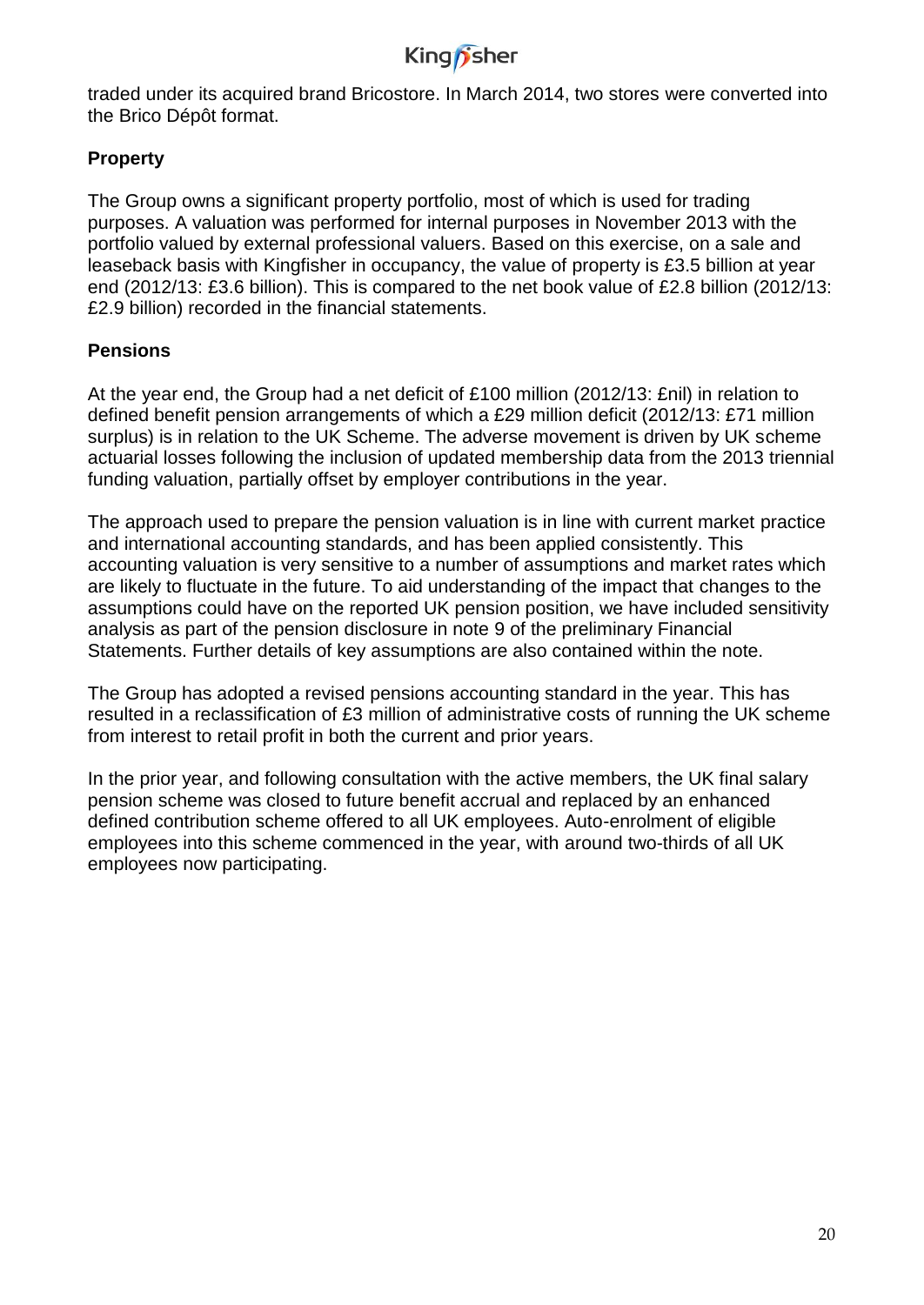traded under its acquired brand Bricostore. In March 2014, two stores were converted into the Brico Dépôt format.

**Property**

The Group owns a significant property portfolio, most of which is used for trading purposes. A valuation was performed for internal purposes in November 2013 with the portfolio valued by external professional valuers. Based on this exercise, on a sale and leaseback basis with Kingfisher in occupancy, the value of property is £3.5 billion at year end (2012/13: £3.6 billion). This is compared to the net book value of £2.8 billion (2012/13: £2.9 billion) recorded in the financial statements.

**Pensions**

At the year end, the Group had a net deficit of £100 million (2012/13: £nil) in relation to defined benefit pension arrangements of which a £29 million deficit (2012/13: £71 million surplus) is in relation to the UK Scheme. The adverse movement is driven by UK scheme actuarial losses following the inclusion of updated membership data from the 2013 triennial funding valuation, partially offset by employer contributions in the year.

The approach used to prepare the pension valuation is in line with current market practice and international accounting standards, and has been applied consistently. This accounting valuation is very sensitive to a number of assumptions and market rates which are likely to fluctuate in the future. To aid understanding of the impact that changes to the assumptions could have on the reported UK pension position, we have included sensitivity analysis as part of the pension disclosure in note 9 of the preliminary Financial Statements. Further details of key assumptions are also contained within the note.

The Group has adopted a revised pensions accounting standard in the year. This has resulted in a reclassification of £3 million of administrative costs of running the UK scheme from interest to retail profit in both the current and prior years.

In the prior year, and following consultation with the active members, the UK final salary pension scheme was closed to future benefit accrual and replaced by an enhanced defined contribution scheme offered to all UK employees. Auto-enrolment of eligible employees into this scheme commenced in the year, with around two-thirds of all UK employees now participating.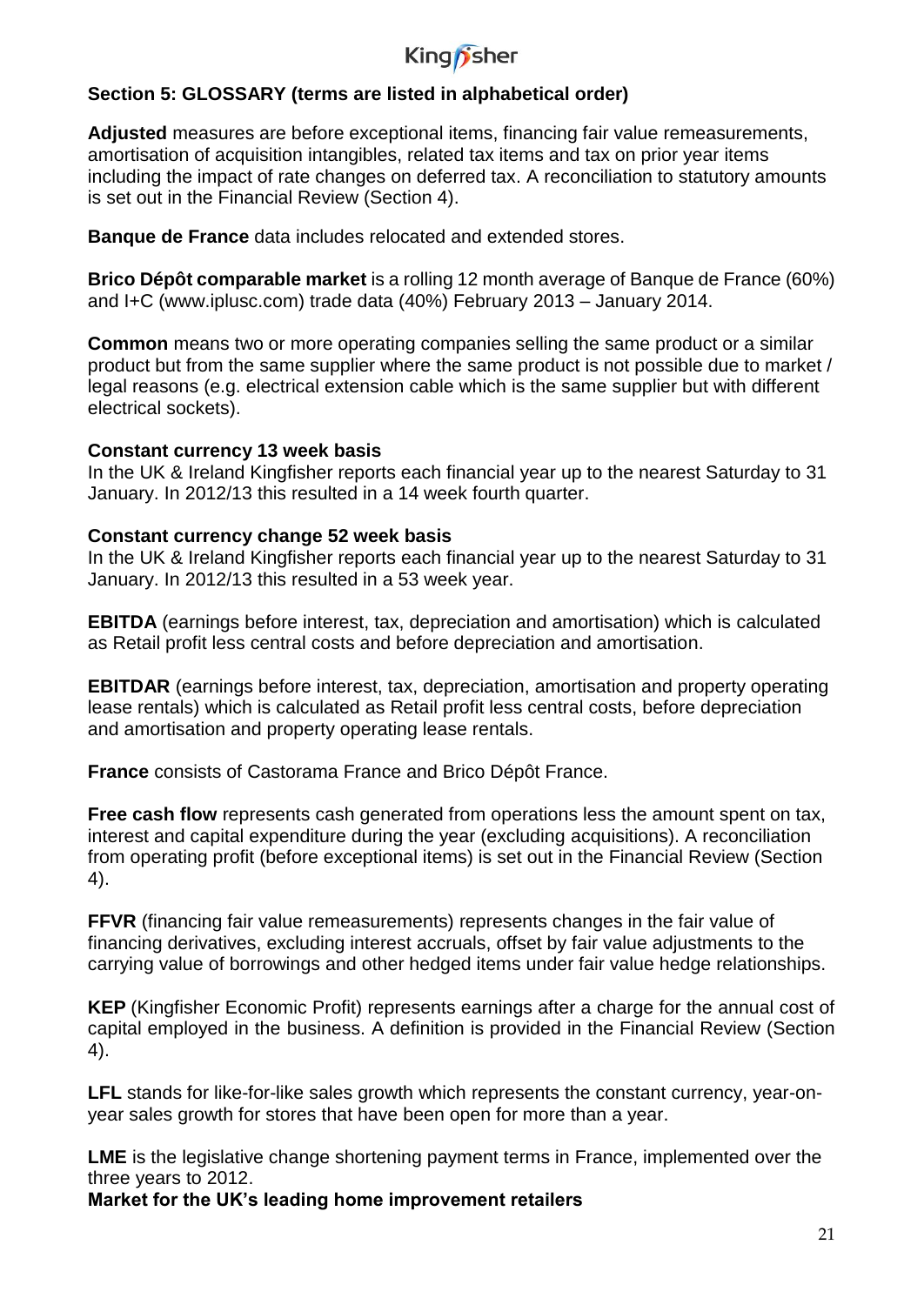## Section 5: GLOSSARY (terms are listed in alphabetical order)

**Adjusted** measures are before exceptional items, financing fair value remeasurements, amortisation of acquisition intangibles, related tax items and tax on prior year items including the impact of rate changes on deferred tax. A reconciliation to statutory amounts is set out in the Financial Review (Section 4).

**Banque de France** data includes relocated and extended stores.

**Brico Dépôt comparable market** is a rolling 12 month average of Banque de France (60%) and I+C (www.iplusc.com) trade data (40%) February 2013 – January 2014.

**Common** means two or more operating companies selling the same product or a similar product but from the same supplier where the same product is not possible due to market / legal reasons (e.g. electrical extension cable which is the same supplier but with different electrical sockets).

**Constant currency 13 week basis**
In the UK & Ireland Kingfisher reports each financial year up to the nearest Saturday to 31 January. In 2012/13 this resulted in a 14 week fourth quarter.

**Constant currency change 52 week basis**
In the UK & Ireland Kingfisher reports each financial year up to the nearest Saturday to 31 January. In 2012/13 this resulted in a 53 week year.

**EBITDA** (earnings before interest, tax, depreciation and amortisation) which is calculated as Retail profit less central costs and before depreciation and amortisation.

**EBITDAR** (earnings before interest, tax, depreciation, amortisation and property operating lease rentals) which is calculated as Retail profit less central costs, before depreciation and amortisation and property operating lease rentals.

**France** consists of Castorama France and Brico Dépôt France.

**Free cash flow** represents cash generated from operations less the amount spent on tax, interest and capital expenditure during the year (excluding acquisitions). A reconciliation from operating profit (before exceptional items) is set out in the Financial Review (Section 4).

**FFVR** (financing fair value remeasurements) represents changes in the fair value of financing derivatives, excluding interest accruals, offset by fair value adjustments to the carrying value of borrowings and other hedged items under fair value hedge relationships.

**KEP** (Kingfisher Economic Profit) represents earnings after a charge for the annual cost of capital employed in the business. A definition is provided in the Financial Review (Section 4).

**LFL** stands for like-for-like sales growth which represents the constant currency, year-on-year sales growth for stores that have been open for more than a year.

**LME** is the legislative change shortening payment terms in France, implemented over the three years to 2012.

**Market for the UK's leading home improvement retailers**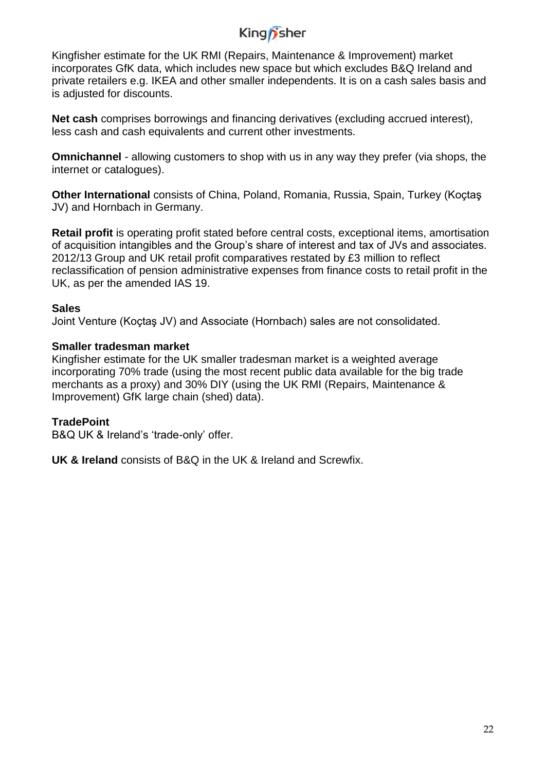Kingfisher estimate for the UK RMI (Repairs, Maintenance & Improvement) market incorporates GfK data, which includes new space but which excludes B&Q Ireland and private retailers e.g. IKEA and other smaller independents. It is on a cash sales basis and is adjusted for discounts.

**Net cash** comprises borrowings and financing derivatives (excluding accrued interest), less cash and cash equivalents and current other investments.

**Omnichannel** - allowing customers to shop with us in any way they prefer (via shops, the internet or catalogues).

**Other International** consists of China, Poland, Romania, Russia, Spain, Turkey (Koçtaş JV) and Hornbach in Germany.

**Retail profit** is operating profit stated before central costs, exceptional items, amortisation of acquisition intangibles and the Group's share of interest and tax of JVs and associates. 2012/13 Group and UK retail profit comparatives restated by £3 million to reflect reclassification of pension administrative expenses from finance costs to retail profit in the UK, as per the amended IAS 19.

**Sales**

Joint Venture (Koçtaş JV) and Associate (Hornbach) sales are not consolidated.

**Smaller tradesman market**

Kingfisher estimate for the UK smaller tradesman market is a weighted average incorporating 70% trade (using the most recent public data available for the big trade merchants as a proxy) and 30% DIY (using the UK RMI (Repairs, Maintenance & Improvement) GfK large chain (shed) data).

**TradePoint**

B&Q UK & Ireland's 'trade-only' offer.

**UK & Ireland** consists of B&Q in the UK & Ireland and Screwfix.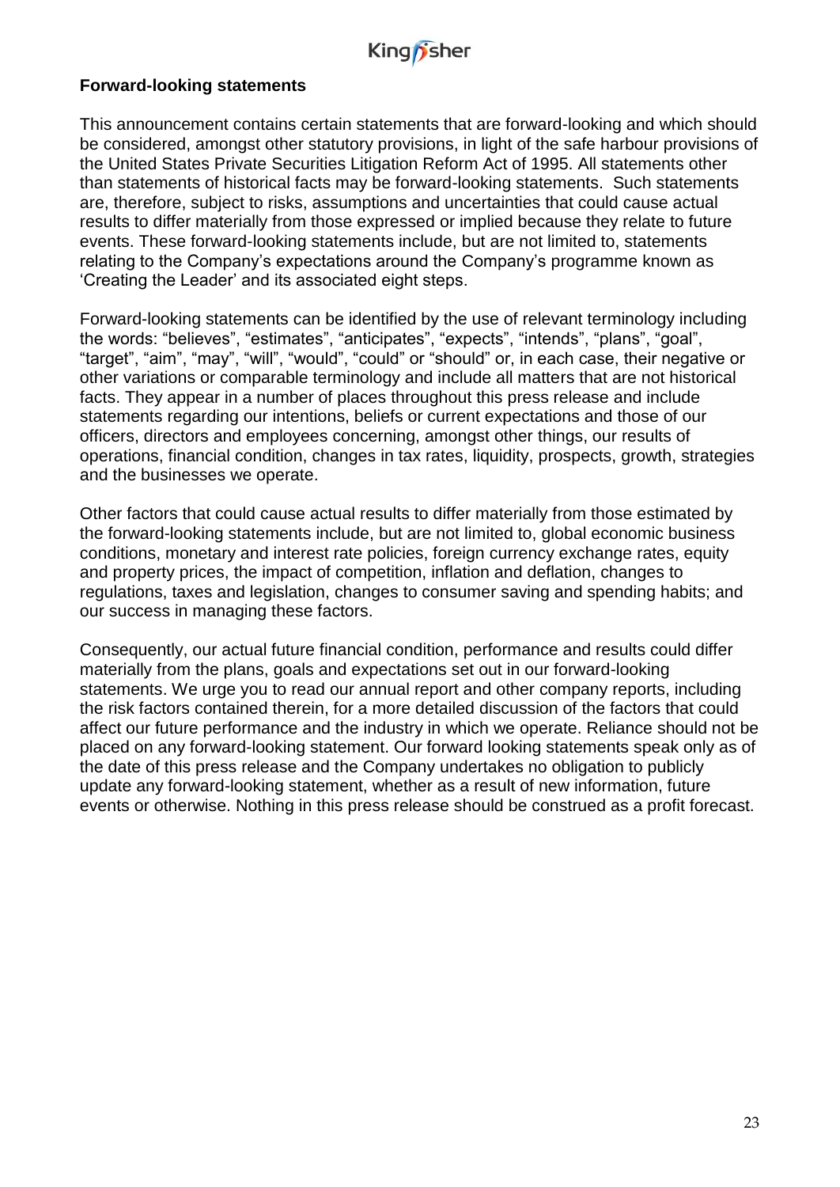**Forward-looking statements**

This announcement contains certain statements that are forward-looking and which should be considered, amongst other statutory provisions, in light of the safe harbour provisions of the United States Private Securities Litigation Reform Act of 1995. All statements other than statements of historical facts may be forward-looking statements. Such statements are, therefore, subject to risks, assumptions and uncertainties that could cause actual results to differ materially from those expressed or implied because they relate to future events. These forward-looking statements include, but are not limited to, statements relating to the Company's expectations around the Company's programme known as 'Creating the Leader' and its associated eight steps.

Forward-looking statements can be identified by the use of relevant terminology including the words: "believes", "estimates", "anticipates", "expects", "intends", "plans", "goal", "target", "aim", "may", "will", "would", "could" or "should" or, in each case, their negative or other variations or comparable terminology and include all matters that are not historical facts. They appear in a number of places throughout this press release and include statements regarding our intentions, beliefs or current expectations and those of our officers, directors and employees concerning, amongst other things, our results of operations, financial condition, changes in tax rates, liquidity, prospects, growth, strategies and the businesses we operate.

Other factors that could cause actual results to differ materially from those estimated by the forward-looking statements include, but are not limited to, global economic business conditions, monetary and interest rate policies, foreign currency exchange rates, equity and property prices, the impact of competition, inflation and deflation, changes to regulations, taxes and legislation, changes to consumer saving and spending habits; and our success in managing these factors.

Consequently, our actual future financial condition, performance and results could differ materially from the plans, goals and expectations set out in our forward-looking statements. We urge you to read our annual report and other company reports, including the risk factors contained therein, for a more detailed discussion of the factors that could affect our future performance and the industry in which we operate. Reliance should not be placed on any forward-looking statement. Our forward looking statements speak only as of the date of this press release and the Company undertakes no obligation to publicly update any forward-looking statement, whether as a result of new information, future events or otherwise. Nothing in this press release should be construed as a profit forecast.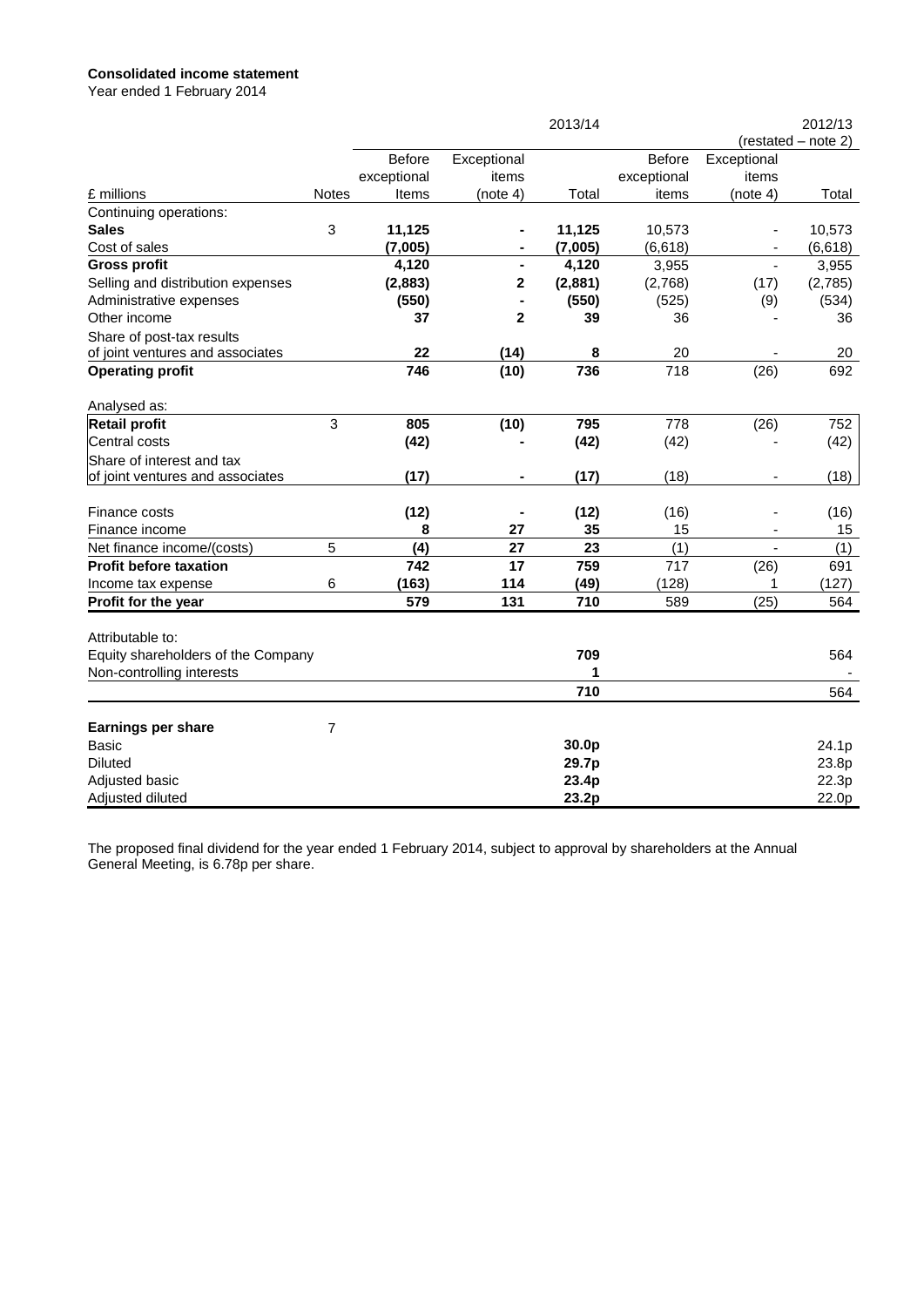**Consolidated income statement**
Year ended 1 February 2014

| £ millions | Notes | 2013/14 Before exceptional items | 2013/14 Exceptional items (note 4) | 2013/14 Total | 2012/13 (restated – note 2) Before exceptional items | 2012/13 (restated – note 2) Exceptional items (note 4) | 2012/13 (restated – note 2) Total |
|---|---|---|---|---|---|---|---|
| Continuing operations: | | | | | | | |
| **Sales** | 3 | **11,125** | **-** | **11,125** | 10,573 | - | 10,573 |
| Cost of sales | | **(7,005)** | **-** | **(7,005)** | (6,618) | - | (6,618) |
| **Gross profit** | | **4,120** | **-** | **4,120** | 3,955 | - | 3,955 |
| Selling and distribution expenses | | **(2,883)** | **2** | **(2,881)** | (2,768) | (17) | (2,785) |
| Administrative expenses | | **(550)** | **-** | **(550)** | (525) | (9) | (534) |
| Other income | | **37** | **2** | **39** | 36 | - | 36 |
| Share of post-tax results of joint ventures and associates | | **22** | **(14)** | **8** | 20 | - | 20 |
| **Operating profit** | | **746** | **(10)** | **736** | 718 | (26) | 692 |
| Analysed as: | | | | | | | |
| **Retail profit** | 3 | **805** | **(10)** | **795** | 778 | (26) | 752 |
| Central costs | | **(42)** | **-** | **(42)** | (42) | - | (42) |
| Share of interest and tax of joint ventures and associates | | **(17)** | **-** | **(17)** | (18) | - | (18) |
| Finance costs | | **(12)** | **-** | **(12)** | (16) | - | (16) |
| Finance income | | **8** | **27** | **35** | 15 | - | 15 |
| Net finance income/(costs) | 5 | **(4)** | **27** | **23** | (1) | - | (1) |
| **Profit before taxation** | | **742** | **17** | **759** | 717 | (26) | 691 |
| Income tax expense | 6 | **(163)** | **114** | **(49)** | (128) | 1 | (127) |
| **Profit for the year** | | **579** | **131** | **710** | 589 | (25) | 564 |
| Attributable to: | | | | | | | |
| Equity shareholders of the Company | | | | **709** | | | 564 |
| Non-controlling interests | | | | **1** | | | - |
| | | | | **710** | | | 564 |
| **Earnings per share** | 7 | | | | | | |
| Basic | | | | **30.0p** | | | 24.1p |
| Diluted | | | | **29.7p** | | | 23.8p |
| Adjusted basic | | | | **23.4p** | | | 22.3p |
| Adjusted diluted | | | | **23.2p** | | | 22.0p |

The proposed final dividend for the year ended 1 February 2014, subject to approval by shareholders at the Annual General Meeting, is 6.78p per share.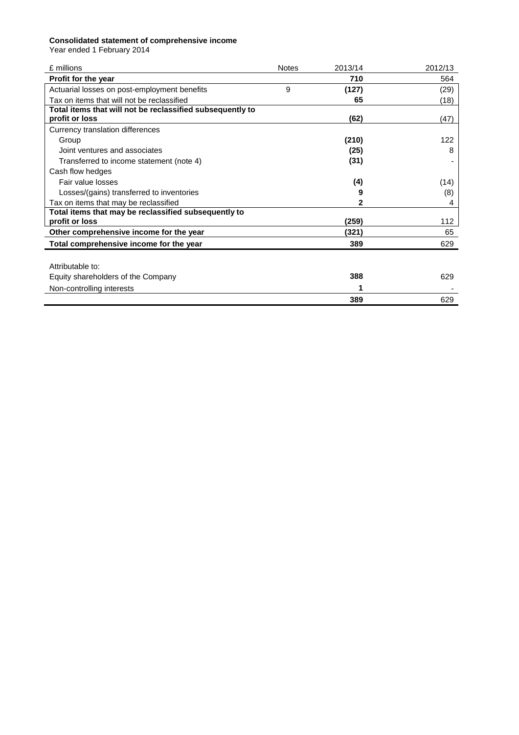**Consolidated statement of comprehensive income**

Year ended 1 February 2014

| £ millions | Notes | 2013/14 | 2012/13 |
|---|---|---|---|
| **Profit for the year** | | **710** | 564 |
| Actuarial losses on post-employment benefits | 9 | **(127)** | (29) |
| Tax on items that will not be reclassified | | **65** | (18) |
| **Total items that will not be reclassified subsequently to profit or loss** | | **(62)** | (47) |
| Currency translation differences | | | |
| Group | | **(210)** | 122 |
| Joint ventures and associates | | **(25)** | 8 |
| Transferred to income statement (note 4) | | **(31)** | - |
| Cash flow hedges | | | |
| Fair value losses | | **(4)** | (14) |
| Losses/(gains) transferred to inventories | | **9** | (8) |
| Tax on items that may be reclassified | | **2** | 4 |
| **Total items that may be reclassified subsequently to profit or loss** | | **(259)** | 112 |
| **Other comprehensive income for the year** | | **(321)** | 65 |
| **Total comprehensive income for the year** | | **389** | 629 |
| | | | |
| Attributable to: | | | |
| Equity shareholders of the Company | | **388** | 629 |
| Non-controlling interests | | **1** | - |
| | | **389** | 629 |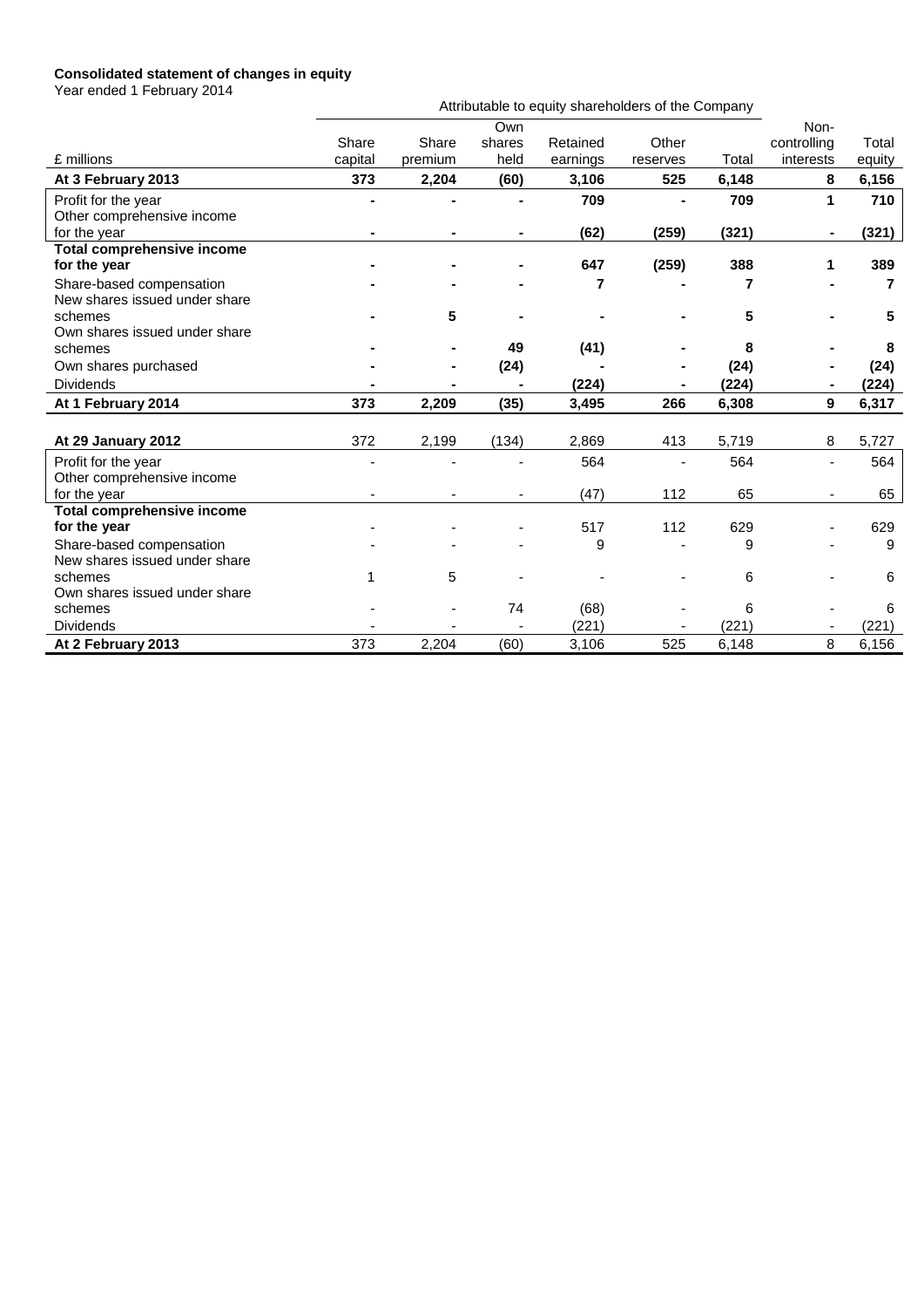**Consolidated statement of changes in equity**

Year ended 1 February 2014

| £ millions | Attributable to equity shareholders of the Company | | | | | | | |
|---|---|---|---|---|---|---|---|---|
| | Share capital | Share premium | Own shares held | Retained earnings | Other reserves | Total | Non-controlling interests | Total equity |
| **At 3 February 2013** | **373** | **2,204** | **(60)** | **3,106** | **525** | **6,148** | **8** | **6,156** |
| Profit for the year | **-** | **-** | **-** | **709** | **-** | **709** | **1** | **710** |
| Other comprehensive income for the year | **-** | **-** | **-** | **(62)** | **(259)** | **(321)** | **-** | **(321)** |
| **Total comprehensive income for the year** | **-** | **-** | **-** | **647** | **(259)** | **388** | **1** | **389** |
| Share-based compensation | **-** | **-** | **-** | **7** | **-** | **7** | **-** | **7** |
| New shares issued under share schemes | **-** | **5** | **-** | **-** | **-** | **5** | **-** | **5** |
| Own shares issued under share schemes | **-** | **-** | **49** | **(41)** | **-** | **8** | **-** | **8** |
| Own shares purchased | **-** | **-** | **(24)** | **-** | **-** | **(24)** | **-** | **(24)** |
| Dividends | **-** | **-** | **-** | **(224)** | **-** | **(224)** | **-** | **(224)** |
| **At 1 February 2014** | **373** | **2,209** | **(35)** | **3,495** | **266** | **6,308** | **9** | **6,317** |
| | | | | | | | | |
| **At 29 January 2012** | 372 | 2,199 | (134) | 2,869 | 413 | 5,719 | 8 | 5,727 |
| Profit for the year | - | - | - | 564 | - | 564 | - | 564 |
| Other comprehensive income for the year | - | - | - | (47) | 112 | 65 | - | 65 |
| **Total comprehensive income for the year** | - | - | - | 517 | 112 | 629 | - | 629 |
| Share-based compensation | - | - | - | 9 | - | 9 | - | 9 |
| New shares issued under share schemes | 1 | 5 | - | - | - | 6 | - | 6 |
| Own shares issued under share schemes | - | - | 74 | (68) | - | 6 | - | 6 |
| Dividends | - | - | - | (221) | - | (221) | - | (221) |
| **At 2 February 2013** | 373 | 2,204 | (60) | 3,106 | 525 | 6,148 | 8 | 6,156 |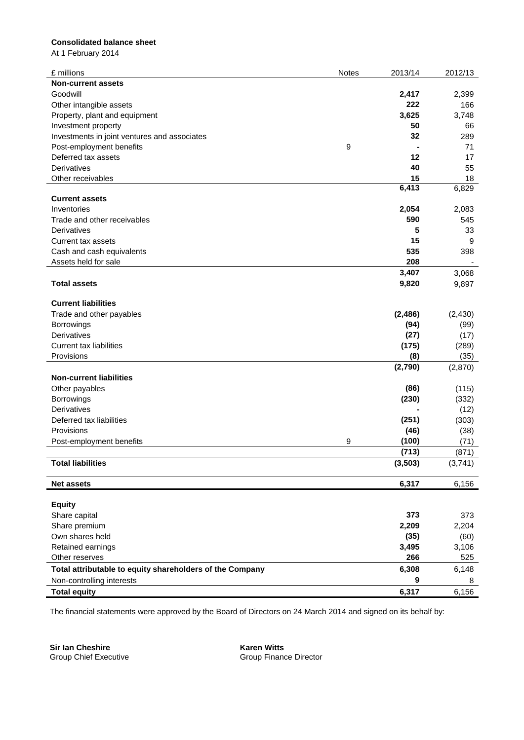**Consolidated balance sheet**

At 1 February 2014

| £ millions | Notes | 2013/14 | 2012/13 |
|---|---|---|---|
| **Non-current assets** | | | |
| Goodwill | | **2,417** | 2,399 |
| Other intangible assets | | **222** | 166 |
| Property, plant and equipment | | **3,625** | 3,748 |
| Investment property | | **50** | 66 |
| Investments in joint ventures and associates | | **32** | 289 |
| Post-employment benefits | 9 | **-** | 71 |
| Deferred tax assets | | **12** | 17 |
| Derivatives | | **40** | 55 |
| Other receivables | | **15** | 18 |
| | | **6,413** | 6,829 |
| **Current assets** | | | |
| Inventories | | **2,054** | 2,083 |
| Trade and other receivables | | **590** | 545 |
| Derivatives | | **5** | 33 |
| Current tax assets | | **15** | 9 |
| Cash and cash equivalents | | **535** | 398 |
| Assets held for sale | | **208** | - |
| | | **3,407** | 3,068 |
| **Total assets** | | **9,820** | 9,897 |
| | | | |
| **Current liabilities** | | | |
| Trade and other payables | | **(2,486)** | (2,430) |
| Borrowings | | **(94)** | (99) |
| Derivatives | | **(27)** | (17) |
| Current tax liabilities | | **(175)** | (289) |
| Provisions | | **(8)** | (35) |
| | | **(2,790)** | (2,870) |
| **Non-current liabilities** | | | |
| Other payables | | **(86)** | (115) |
| Borrowings | | **(230)** | (332) |
| Derivatives | | **-** | (12) |
| Deferred tax liabilities | | **(251)** | (303) |
| Provisions | | **(46)** | (38) |
| Post-employment benefits | 9 | **(100)** | (71) |
| | | **(713)** | (871) |
| **Total liabilities** | | **(3,503)** | (3,741) |
| | | | |
| **Net assets** | | **6,317** | 6,156 |
| | | | |
| **Equity** | | | |
| Share capital | | **373** | 373 |
| Share premium | | **2,209** | 2,204 |
| Own shares held | | **(35)** | (60) |
| Retained earnings | | **3,495** | 3,106 |
| Other reserves | | **266** | 525 |
| **Total attributable to equity shareholders of the Company** | | **6,308** | 6,148 |
| Non-controlling interests | | **9** | 8 |
| **Total equity** | | **6,317** | 6,156 |

The financial statements were approved by the Board of Directors on 24 March 2014 and signed on its behalf by:

**Sir Ian Cheshire**
Group Chief Executive

**Karen Witts**
Group Finance Director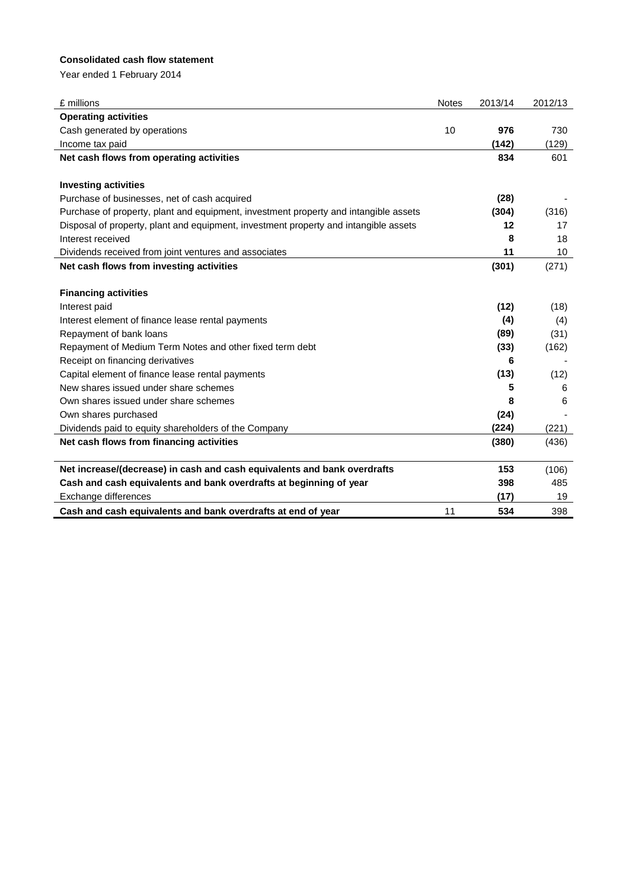**Consolidated cash flow statement**

Year ended 1 February 2014

| £ millions | Notes | 2013/14 | 2012/13 |
|---|---|---|---|
| **Operating activities** | | | |
| Cash generated by operations | 10 | **976** | 730 |
| Income tax paid | | **(142)** | (129) |
| **Net cash flows from operating activities** | | **834** | 601 |
| | | | |
| **Investing activities** | | | |
| Purchase of businesses, net of cash acquired | | **(28)** | - |
| Purchase of property, plant and equipment, investment property and intangible assets | | **(304)** | (316) |
| Disposal of property, plant and equipment, investment property and intangible assets | | **12** | 17 |
| Interest received | | **8** | 18 |
| Dividends received from joint ventures and associates | | **11** | 10 |
| **Net cash flows from investing activities** | | **(301)** | (271) |
| | | | |
| **Financing activities** | | | |
| Interest paid | | **(12)** | (18) |
| Interest element of finance lease rental payments | | **(4)** | (4) |
| Repayment of bank loans | | **(89)** | (31) |
| Repayment of Medium Term Notes and other fixed term debt | | **(33)** | (162) |
| Receipt on financing derivatives | | **6** | - |
| Capital element of finance lease rental payments | | **(13)** | (12) |
| New shares issued under share schemes | | **5** | 6 |
| Own shares issued under share schemes | | **8** | 6 |
| Own shares purchased | | **(24)** | - |
| Dividends paid to equity shareholders of the Company | | **(224)** | (221) |
| **Net cash flows from financing activities** | | **(380)** | (436) |
| | | | |
| **Net increase/(decrease) in cash and cash equivalents and bank overdrafts** | | **153** | (106) |
| **Cash and cash equivalents and bank overdrafts at beginning of year** | | **398** | 485 |
| Exchange differences | | **(17)** | 19 |
| **Cash and cash equivalents and bank overdrafts at end of year** | 11 | **534** | 398 |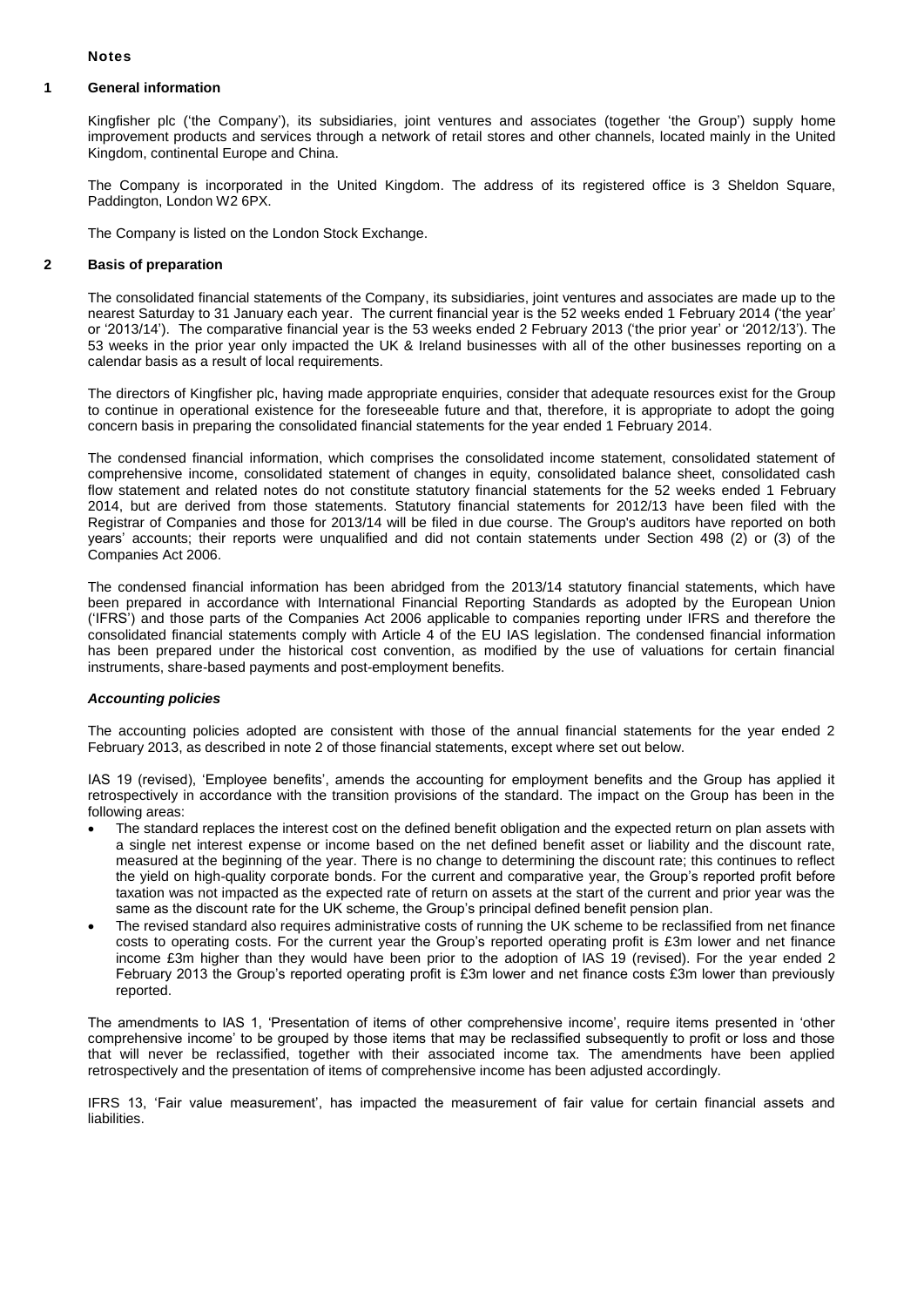**Notes**

## 1 General information

Kingfisher plc ('the Company'), its subsidiaries, joint ventures and associates (together 'the Group') supply home improvement products and services through a network of retail stores and other channels, located mainly in the United Kingdom, continental Europe and China.

The Company is incorporated in the United Kingdom. The address of its registered office is 3 Sheldon Square, Paddington, London W2 6PX.

The Company is listed on the London Stock Exchange.

## 2 Basis of preparation

The consolidated financial statements of the Company, its subsidiaries, joint ventures and associates are made up to the nearest Saturday to 31 January each year. The current financial year is the 52 weeks ended 1 February 2014 ('the year' or '2013/14'). The comparative financial year is the 53 weeks ended 2 February 2013 ('the prior year' or '2012/13'). The 53 weeks in the prior year only impacted the UK & Ireland businesses with all of the other businesses reporting on a calendar basis as a result of local requirements.

The directors of Kingfisher plc, having made appropriate enquiries, consider that adequate resources exist for the Group to continue in operational existence for the foreseeable future and that, therefore, it is appropriate to adopt the going concern basis in preparing the consolidated financial statements for the year ended 1 February 2014.

The condensed financial information, which comprises the consolidated income statement, consolidated statement of comprehensive income, consolidated statement of changes in equity, consolidated balance sheet, consolidated cash flow statement and related notes do not constitute statutory financial statements for the 52 weeks ended 1 February 2014, but are derived from those statements. Statutory financial statements for 2012/13 have been filed with the Registrar of Companies and those for 2013/14 will be filed in due course. The Group's auditors have reported on both years' accounts; their reports were unqualified and did not contain statements under Section 498 (2) or (3) of the Companies Act 2006.

The condensed financial information has been abridged from the 2013/14 statutory financial statements, which have been prepared in accordance with International Financial Reporting Standards as adopted by the European Union ('IFRS') and those parts of the Companies Act 2006 applicable to companies reporting under IFRS and therefore the consolidated financial statements comply with Article 4 of the EU IAS legislation. The condensed financial information has been prepared under the historical cost convention, as modified by the use of valuations for certain financial instruments, share-based payments and post-employment benefits.

### *Accounting policies*

The accounting policies adopted are consistent with those of the annual financial statements for the year ended 2 February 2013, as described in note 2 of those financial statements, except where set out below.

IAS 19 (revised), 'Employee benefits', amends the accounting for employment benefits and the Group has applied it retrospectively in accordance with the transition provisions of the standard. The impact on the Group has been in the following areas:

- The standard replaces the interest cost on the defined benefit obligation and the expected return on plan assets with a single net interest expense or income based on the net defined benefit asset or liability and the discount rate, measured at the beginning of the year. There is no change to determining the discount rate; this continues to reflect the yield on high-quality corporate bonds. For the current and comparative year, the Group's reported profit before taxation was not impacted as the expected rate of return on assets at the start of the current and prior year was the same as the discount rate for the UK scheme, the Group's principal defined benefit pension plan.
- The revised standard also requires administrative costs of running the UK scheme to be reclassified from net finance costs to operating costs. For the current year the Group's reported operating profit is £3m lower and net finance income £3m higher than they would have been prior to the adoption of IAS 19 (revised). For the year ended 2 February 2013 the Group's reported operating profit is £3m lower and net finance costs £3m lower than previously reported.

The amendments to IAS 1, 'Presentation of items of other comprehensive income', require items presented in 'other comprehensive income' to be grouped by those items that may be reclassified subsequently to profit or loss and those that will never be reclassified, together with their associated income tax. The amendments have been applied retrospectively and the presentation of items of comprehensive income has been adjusted accordingly.

IFRS 13, 'Fair value measurement', has impacted the measurement of fair value for certain financial assets and liabilities.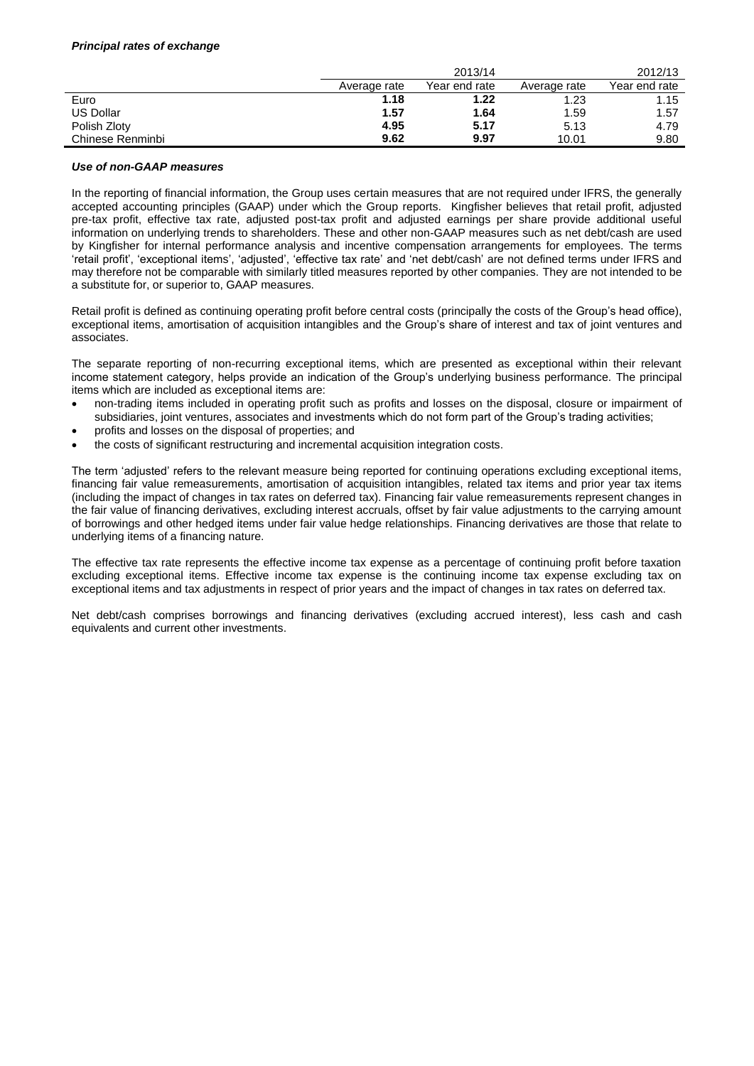***Principal rates of exchange***

| | 2013/14 | | 2012/13 | |
|---|---|---|---|---|
| | Average rate | Year end rate | Average rate | Year end rate |
| Euro | **1.18** | **1.22** | 1.23 | 1.15 |
| US Dollar | **1.57** | **1.64** | 1.59 | 1.57 |
| Polish Zloty | **4.95** | **5.17** | 5.13 | 4.79 |
| Chinese Renminbi | **9.62** | **9.97** | 10.01 | 9.80 |

***Use of non-GAAP measures***

In the reporting of financial information, the Group uses certain measures that are not required under IFRS, the generally accepted accounting principles (GAAP) under which the Group reports. Kingfisher believes that retail profit, adjusted pre-tax profit, effective tax rate, adjusted post-tax profit and adjusted earnings per share provide additional useful information on underlying trends to shareholders. These and other non-GAAP measures such as net debt/cash are used by Kingfisher for internal performance analysis and incentive compensation arrangements for employees. The terms 'retail profit', 'exceptional items', 'adjusted', 'effective tax rate' and 'net debt/cash' are not defined terms under IFRS and may therefore not be comparable with similarly titled measures reported by other companies. They are not intended to be a substitute for, or superior to, GAAP measures.

Retail profit is defined as continuing operating profit before central costs (principally the costs of the Group's head office), exceptional items, amortisation of acquisition intangibles and the Group's share of interest and tax of joint ventures and associates.

The separate reporting of non-recurring exceptional items, which are presented as exceptional within their relevant income statement category, helps provide an indication of the Group's underlying business performance. The principal items which are included as exceptional items are:

- non-trading items included in operating profit such as profits and losses on the disposal, closure or impairment of subsidiaries, joint ventures, associates and investments which do not form part of the Group's trading activities;
- profits and losses on the disposal of properties; and
- the costs of significant restructuring and incremental acquisition integration costs.

The term 'adjusted' refers to the relevant measure being reported for continuing operations excluding exceptional items, financing fair value remeasurements, amortisation of acquisition intangibles, related tax items and prior year tax items (including the impact of changes in tax rates on deferred tax). Financing fair value remeasurements represent changes in the fair value of financing derivatives, excluding interest accruals, offset by fair value adjustments to the carrying amount of borrowings and other hedged items under fair value hedge relationships. Financing derivatives are those that relate to underlying items of a financing nature.

The effective tax rate represents the effective income tax expense as a percentage of continuing profit before taxation excluding exceptional items. Effective income tax expense is the continuing income tax expense excluding tax on exceptional items and tax adjustments in respect of prior years and the impact of changes in tax rates on deferred tax.

Net debt/cash comprises borrowings and financing derivatives (excluding accrued interest), less cash and cash equivalents and current other investments.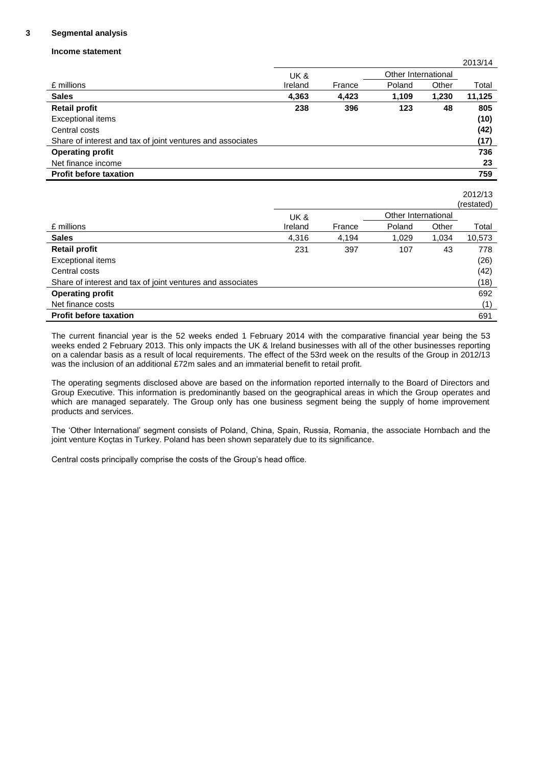## 3 Segmental analysis

### Income statement

| £ millions | UK & Ireland | France | Other International | | Total |
|---|---|---|---|---|---|
| | | | Poland | Other | 2013/14 |
| **Sales** | **4,363** | **4,423** | **1,109** | **1,230** | **11,125** |
| **Retail profit** | **238** | **396** | **123** | **48** | **805** |
| Exceptional items | | | | | **(10)** |
| Central costs | | | | | **(42)** |
| Share of interest and tax of joint ventures and associates | | | | | **(17)** |
| **Operating profit** | | | | | **736** |
| Net finance income | | | | | **23** |
| **Profit before taxation** | | | | | **759** |

| £ millions | UK & Ireland | France | Other International | | Total |
|---|---|---|---|---|---|
| | | | Poland | Other | 2012/13 (restated) |
| **Sales** | 4,316 | 4,194 | 1,029 | 1,034 | 10,573 |
| **Retail profit** | 231 | 397 | 107 | 43 | 778 |
| Exceptional items | | | | | (26) |
| Central costs | | | | | (42) |
| Share of interest and tax of joint ventures and associates | | | | | (18) |
| **Operating profit** | | | | | 692 |
| Net finance costs | | | | | (1) |
| **Profit before taxation** | | | | | 691 |

The current financial year is the 52 weeks ended 1 February 2014 with the comparative financial year being the 53 weeks ended 2 February 2013. This only impacts the UK & Ireland businesses with all of the other businesses reporting on a calendar basis as a result of local requirements. The effect of the 53rd week on the results of the Group in 2012/13 was the inclusion of an additional £72m sales and an immaterial benefit to retail profit.

The operating segments disclosed above are based on the information reported internally to the Board of Directors and Group Executive. This information is predominantly based on the geographical areas in which the Group operates and which are managed separately. The Group only has one business segment being the supply of home improvement products and services.

The 'Other International' segment consists of Poland, China, Spain, Russia, Romania, the associate Hornbach and the joint venture Koçtas in Turkey. Poland has been shown separately due to its significance.

Central costs principally comprise the costs of the Group's head office.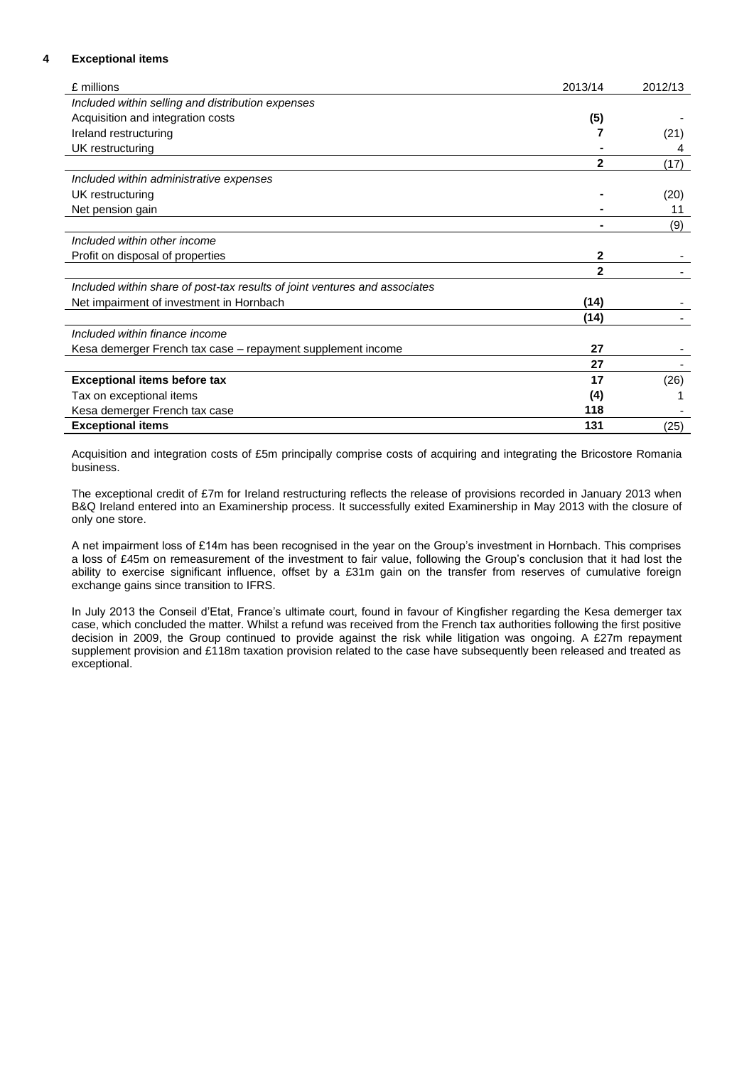## 4 Exceptional items

| £ millions | 2013/14 | 2012/13 |
|---|---|---|
| *Included within selling and distribution expenses* | | |
| Acquisition and integration costs | **(5)** | - |
| Ireland restructuring | **7** | (21) |
| UK restructuring | **-** | 4 |
| | **2** | (17) |
| *Included within administrative expenses* | | |
| UK restructuring | **-** | (20) |
| Net pension gain | **-** | 11 |
| | **-** | (9) |
| *Included within other income* | | |
| Profit on disposal of properties | **2** | - |
| | **2** | - |
| *Included within share of post-tax results of joint ventures and associates* | | |
| Net impairment of investment in Hornbach | **(14)** | - |
| | **(14)** | - |
| *Included within finance income* | | |
| Kesa demerger French tax case – repayment supplement income | **27** | - |
| | **27** | - |
| **Exceptional items before tax** | **17** | (26) |
| Tax on exceptional items | **(4)** | 1 |
| Kesa demerger French tax case | **118** | - |
| **Exceptional items** | **131** | (25) |

Acquisition and integration costs of £5m principally comprise costs of acquiring and integrating the Bricostore Romania business.

The exceptional credit of £7m for Ireland restructuring reflects the release of provisions recorded in January 2013 when B&Q Ireland entered into an Examinership process. It successfully exited Examinership in May 2013 with the closure of only one store.

A net impairment loss of £14m has been recognised in the year on the Group's investment in Hornbach. This comprises a loss of £45m on remeasurement of the investment to fair value, following the Group's conclusion that it had lost the ability to exercise significant influence, offset by a £31m gain on the transfer from reserves of cumulative foreign exchange gains since transition to IFRS.

In July 2013 the Conseil d'Etat, France's ultimate court, found in favour of Kingfisher regarding the Kesa demerger tax case, which concluded the matter. Whilst a refund was received from the French tax authorities following the first positive decision in 2009, the Group continued to provide against the risk while litigation was ongoing. A £27m repayment supplement provision and £118m taxation provision related to the case have subsequently been released and treated as exceptional.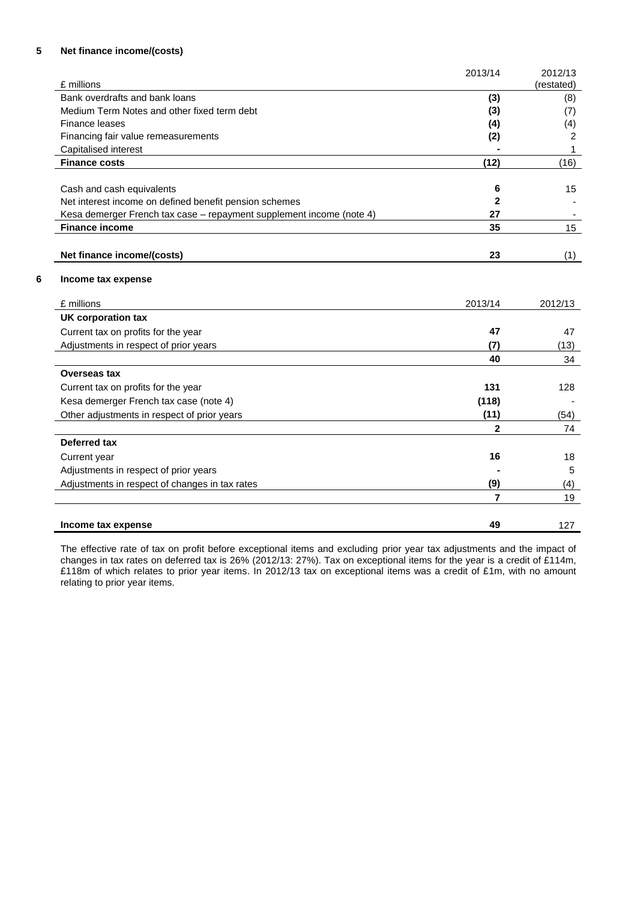## 5 Net finance income/(costs)

| £ millions | 2013/14 | 2012/13 (restated) |
|---|---|---|
| Bank overdrafts and bank loans | **(3)** | (8) |
| Medium Term Notes and other fixed term debt | **(3)** | (7) |
| Finance leases | **(4)** | (4) |
| Financing fair value remeasurements | **(2)** | 2 |
| Capitalised interest | **-** | 1 |
| **Finance costs** | **(12)** | (16) |
| | | |
| Cash and cash equivalents | **6** | 15 |
| Net interest income on defined benefit pension schemes | **2** | - |
| Kesa demerger French tax case – repayment supplement income (note 4) | **27** | - |
| **Finance income** | **35** | 15 |
| | | |
| **Net finance income/(costs)** | **23** | (1) |

## 6 Income tax expense

| £ millions | 2013/14 | 2012/13 |
|---|---|---|
| **UK corporation tax** | | |
| Current tax on profits for the year | **47** | 47 |
| Adjustments in respect of prior years | **(7)** | (13) |
| | **40** | 34 |
| **Overseas tax** | | |
| Current tax on profits for the year | **131** | 128 |
| Kesa demerger French tax case (note 4) | **(118)** | - |
| Other adjustments in respect of prior years | **(11)** | (54) |
| | **2** | 74 |
| **Deferred tax** | | |
| Current year | **16** | 18 |
| Adjustments in respect of prior years | **-** | 5 |
| Adjustments in respect of changes in tax rates | **(9)** | (4) |
| | **7** | 19 |
| | | |
| **Income tax expense** | **49** | 127 |

The effective rate of tax on profit before exceptional items and excluding prior year tax adjustments and the impact of changes in tax rates on deferred tax is 26% (2012/13: 27%). Tax on exceptional items for the year is a credit of £114m, £118m of which relates to prior year items. In 2012/13 tax on exceptional items was a credit of £1m, with no amount relating to prior year items.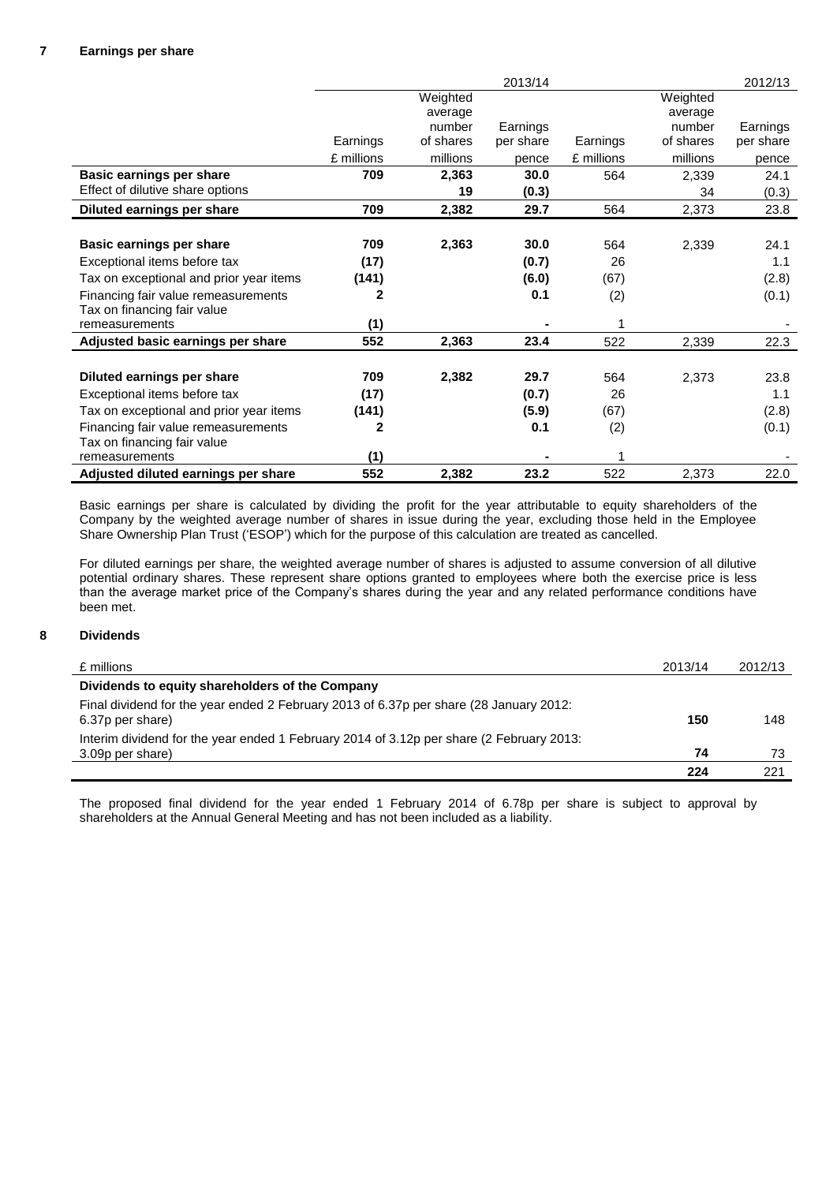## 7 Earnings per share

| | 2013/14 | | | 2012/13 | | |
|---|---|---|---|---|---|---|
| | Earnings | Weighted average number of shares | Earnings per share | Earnings | Weighted average number of shares | Earnings per share |
| | £ millions | millions | pence | £ millions | millions | pence |
| **Basic earnings per share** | **709** | **2,363** | **30.0** | 564 | 2,339 | 24.1 |
| Effect of dilutive share options | | **19** | **(0.3)** | | 34 | (0.3) |
| **Diluted earnings per share** | **709** | **2,382** | **29.7** | 564 | 2,373 | 23.8 |
| | | | | | | |
| **Basic earnings per share** | **709** | **2,363** | **30.0** | 564 | 2,339 | 24.1 |
| Exceptional items before tax | **(17)** | | **(0.7)** | 26 | | 1.1 |
| Tax on exceptional and prior year items | **(141)** | | **(6.0)** | (67) | | (2.8) |
| Financing fair value remeasurements | **2** | | **0.1** | (2) | | (0.1) |
| Tax on financing fair value remeasurements | **(1)** | | **-** | 1 | | - |
| **Adjusted basic earnings per share** | **552** | **2,363** | **23.4** | 522 | 2,339 | 22.3 |
| | | | | | | |
| **Diluted earnings per share** | **709** | **2,382** | **29.7** | 564 | 2,373 | 23.8 |
| Exceptional items before tax | **(17)** | | **(0.7)** | 26 | | 1.1 |
| Tax on exceptional and prior year items | **(141)** | | **(5.9)** | (67) | | (2.8) |
| Financing fair value remeasurements | **2** | | **0.1** | (2) | | (0.1) |
| Tax on financing fair value remeasurements | **(1)** | | **-** | 1 | | - |
| **Adjusted diluted earnings per share** | **552** | **2,382** | **23.2** | 522 | 2,373 | 22.0 |

Basic earnings per share is calculated by dividing the profit for the year attributable to equity shareholders of the Company by the weighted average number of shares in issue during the year, excluding those held in the Employee Share Ownership Plan Trust ('ESOP') which for the purpose of this calculation are treated as cancelled.

For diluted earnings per share, the weighted average number of shares is adjusted to assume conversion of all dilutive potential ordinary shares. These represent share options granted to employees where both the exercise price is less than the average market price of the Company's shares during the year and any related performance conditions have been met.

## 8 Dividends

| £ millions | 2013/14 | 2012/13 |
|---|---|---|
| **Dividends to equity shareholders of the Company** | | |
| Final dividend for the year ended 2 February 2013 of 6.37p per share (28 January 2012: 6.37p per share) | **150** | 148 |
| Interim dividend for the year ended 1 February 2014 of 3.12p per share (2 February 2013: 3.09p per share) | **74** | 73 |
| | **224** | 221 |

The proposed final dividend for the year ended 1 February 2014 of 6.78p per share is subject to approval by shareholders at the Annual General Meeting and has not been included as a liability.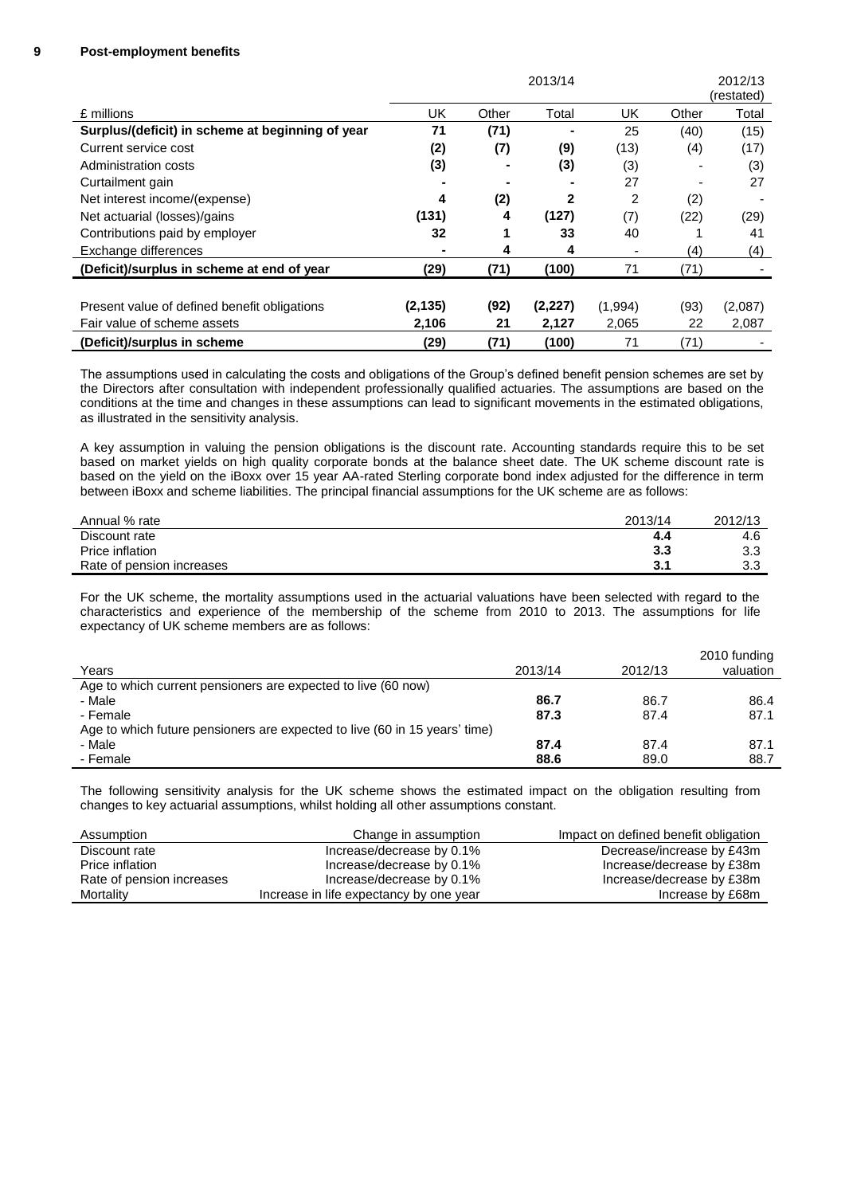## 9 Post-employment benefits

| £ millions | 2013/14 UK | 2013/14 Other | 2013/14 Total | 2012/13 (restated) UK | 2012/13 (restated) Other | 2012/13 (restated) Total |
|---|---|---|---|---|---|---|
| **Surplus/(deficit) in scheme at beginning of year** | **71** | **(71)** | **-** | 25 | (40) | (15) |
| Current service cost | **(2)** | **(7)** | **(9)** | (13) | (4) | (17) |
| Administration costs | **(3)** | **-** | **(3)** | (3) | - | (3) |
| Curtailment gain | **-** | **-** | **-** | 27 | - | 27 |
| Net interest income/(expense) | **4** | **(2)** | **2** | 2 | (2) | - |
| Net actuarial (losses)/gains | **(131)** | **4** | **(127)** | (7) | (22) | (29) |
| Contributions paid by employer | **32** | **1** | **33** | 40 | 1 | 41 |
| Exchange differences | **-** | **4** | **4** | - | (4) | (4) |
| **(Deficit)/surplus in scheme at end of year** | **(29)** | **(71)** | **(100)** | 71 | (71) | - |
| | | | | | | |
| Present value of defined benefit obligations | **(2,135)** | **(92)** | **(2,227)** | (1,994) | (93) | (2,087) |
| Fair value of scheme assets | **2,106** | **21** | **2,127** | 2,065 | 22 | 2,087 |
| **(Deficit)/surplus in scheme** | **(29)** | **(71)** | **(100)** | 71 | (71) | - |

The assumptions used in calculating the costs and obligations of the Group's defined benefit pension schemes are set by the Directors after consultation with independent professionally qualified actuaries. The assumptions are based on the conditions at the time and changes in these assumptions can lead to significant movements in the estimated obligations, as illustrated in the sensitivity analysis.

A key assumption in valuing the pension obligations is the discount rate. Accounting standards require this to be set based on market yields on high quality corporate bonds at the balance sheet date. The UK scheme discount rate is based on the yield on the iBoxx over 15 year AA-rated Sterling corporate bond index adjusted for the difference in term between iBoxx and scheme liabilities. The principal financial assumptions for the UK scheme are as follows:

| Annual % rate | 2013/14 | 2012/13 |
|---|---|---|
| Discount rate | **4.4** | 4.6 |
| Price inflation | **3.3** | 3.3 |
| Rate of pension increases | **3.1** | 3.3 |

For the UK scheme, the mortality assumptions used in the actuarial valuations have been selected with regard to the characteristics and experience of the membership of the scheme from 2010 to 2013. The assumptions for life expectancy of UK scheme members are as follows:

| Years | 2013/14 | 2012/13 | 2010 funding valuation |
|---|---|---|---|
| Age to which current pensioners are expected to live (60 now) | | | |
| - Male | **86.7** | 86.7 | 86.4 |
| - Female | **87.3** | 87.4 | 87.1 |
| Age to which future pensioners are expected to live (60 in 15 years' time) | | | |
| - Male | **87.4** | 87.4 | 87.1 |
| - Female | **88.6** | 89.0 | 88.7 |

The following sensitivity analysis for the UK scheme shows the estimated impact on the obligation resulting from changes to key actuarial assumptions, whilst holding all other assumptions constant.

| Assumption | Change in assumption | Impact on defined benefit obligation |
|---|---|---|
| Discount rate | Increase/decrease by 0.1% | Decrease/increase by £43m |
| Price inflation | Increase/decrease by 0.1% | Increase/decrease by £38m |
| Rate of pension increases | Increase/decrease by 0.1% | Increase/decrease by £38m |
| Mortality | Increase in life expectancy by one year | Increase by £68m |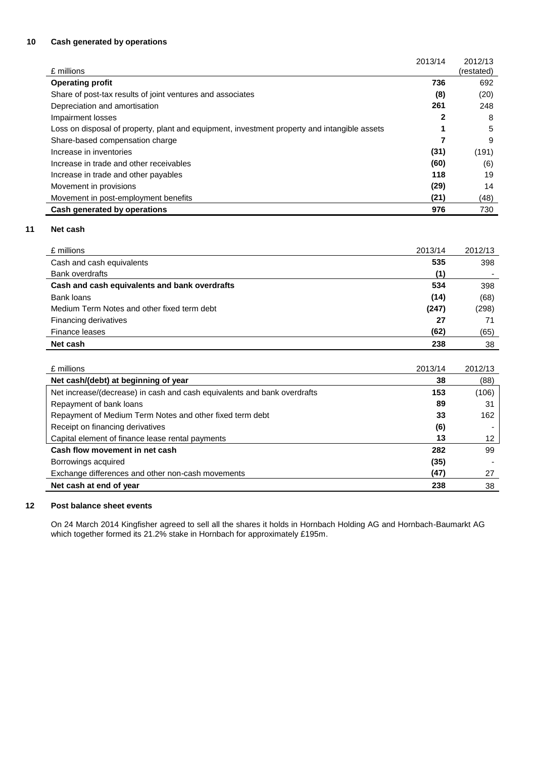## 10 Cash generated by operations

| £ millions | 2013/14 | 2012/13 (restated) |
|---|---|---|
| **Operating profit** | **736** | 692 |
| Share of post-tax results of joint ventures and associates | **(8)** | (20) |
| Depreciation and amortisation | **261** | 248 |
| Impairment losses | **2** | 8 |
| Loss on disposal of property, plant and equipment, investment property and intangible assets | **1** | 5 |
| Share-based compensation charge | **7** | 9 |
| Increase in inventories | **(31)** | (191) |
| Increase in trade and other receivables | **(60)** | (6) |
| Increase in trade and other payables | **118** | 19 |
| Movement in provisions | **(29)** | 14 |
| Movement in post-employment benefits | **(21)** | (48) |
| **Cash generated by operations** | **976** | 730 |

## 11 Net cash

| £ millions | 2013/14 | 2012/13 |
|---|---|---|
| Cash and cash equivalents | **535** | 398 |
| Bank overdrafts | **(1)** | - |
| **Cash and cash equivalents and bank overdrafts** | **534** | 398 |
| Bank loans | **(14)** | (68) |
| Medium Term Notes and other fixed term debt | **(247)** | (298) |
| Financing derivatives | **27** | 71 |
| Finance leases | **(62)** | (65) |
| **Net cash** | **238** | 38 |

| £ millions | 2013/14 | 2012/13 |
|---|---|---|
| **Net cash/(debt) at beginning of year** | **38** | (88) |
| Net increase/(decrease) in cash and cash equivalents and bank overdrafts | **153** | (106) |
| Repayment of bank loans | **89** | 31 |
| Repayment of Medium Term Notes and other fixed term debt | **33** | 162 |
| Receipt on financing derivatives | **(6)** | - |
| Capital element of finance lease rental payments | **13** | 12 |
| **Cash flow movement in net cash** | **282** | 99 |
| Borrowings acquired | **(35)** | - |
| Exchange differences and other non-cash movements | **(47)** | 27 |
| **Net cash at end of year** | **238** | 38 |

## 12 Post balance sheet events

On 24 March 2014 Kingfisher agreed to sell all the shares it holds in Hornbach Holding AG and Hornbach-Baumarkt AG which together formed its 21.2% stake in Hornbach for approximately £195m.